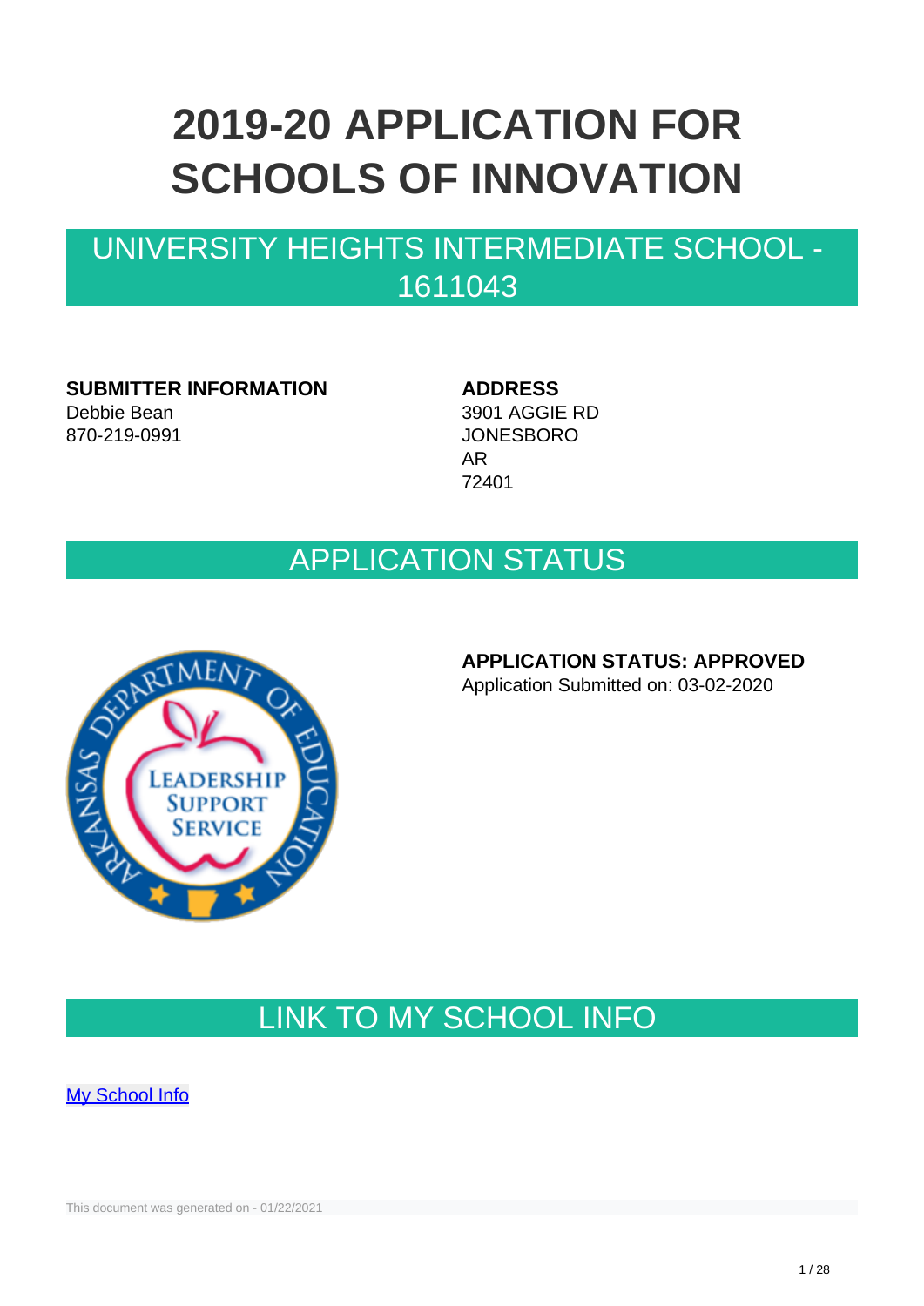# 2019-20 APPLICATION FOR SCHOOLS OF INNOVATION

## UNIVERSITY HEIGHTS INTERMEDIATE SCHOOL - 1611043

**SUBMITTER INFORMATION**
Debbie Bean
870-219-0991

**ADDRESS**
3901 AGGIE RD
JONESBORO
AR
72401

## APPLICATION STATUS

**APPLICATION STATUS: APPROVED**
Application Submitted on: 03-02-2020

## LINK TO MY SCHOOL INFO

My School Info

This document was generated on - 01/22/2021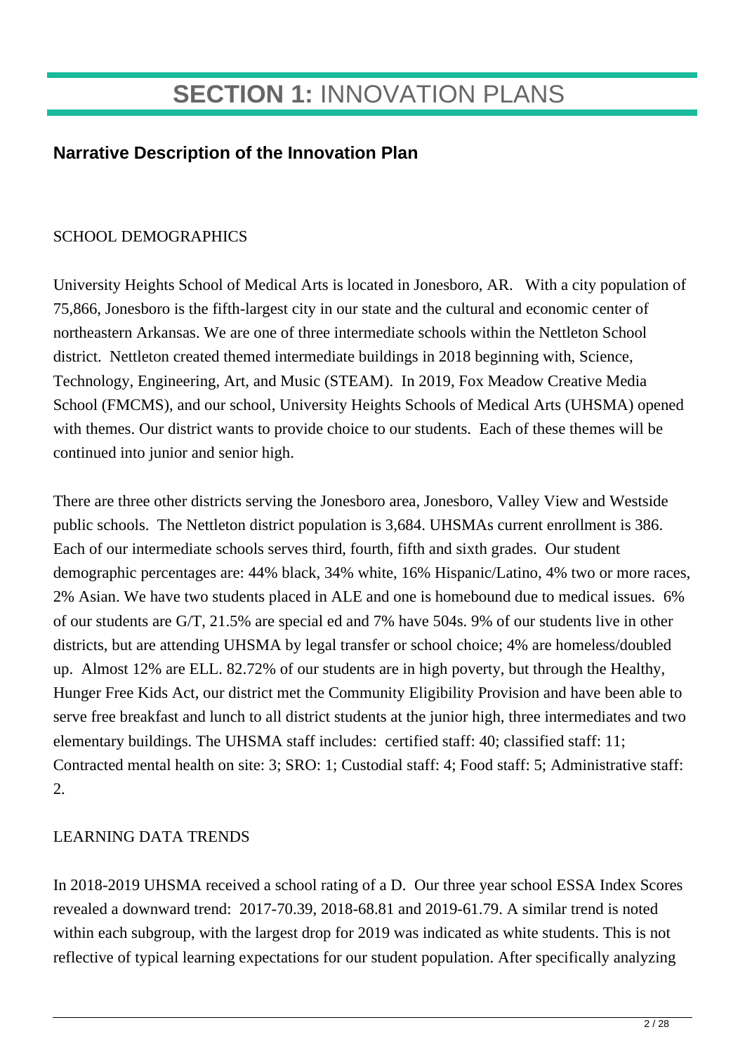# **SECTION 1:** INNOVATION PLANS

## **Narrative Description of the Innovation Plan**

SCHOOL DEMOGRAPHICS

University Heights School of Medical Arts is located in Jonesboro, AR. With a city population of 75,866, Jonesboro is the fifth-largest city in our state and the cultural and economic center of northeastern Arkansas. We are one of three intermediate schools within the Nettleton School district. Nettleton created themed intermediate buildings in 2018 beginning with, Science, Technology, Engineering, Art, and Music (STEAM). In 2019, Fox Meadow Creative Media School (FMCMS), and our school, University Heights Schools of Medical Arts (UHSMA) opened with themes. Our district wants to provide choice to our students. Each of these themes will be continued into junior and senior high.

There are three other districts serving the Jonesboro area, Jonesboro, Valley View and Westside public schools. The Nettleton district population is 3,684. UHSMAs current enrollment is 386. Each of our intermediate schools serves third, fourth, fifth and sixth grades. Our student demographic percentages are: 44% black, 34% white, 16% Hispanic/Latino, 4% two or more races, 2% Asian. We have two students placed in ALE and one is homebound due to medical issues. 6% of our students are G/T, 21.5% are special ed and 7% have 504s. 9% of our students live in other districts, but are attending UHSMA by legal transfer or school choice; 4% are homeless/doubled up. Almost 12% are ELL. 82.72% of our students are in high poverty, but through the Healthy, Hunger Free Kids Act, our district met the Community Eligibility Provision and have been able to serve free breakfast and lunch to all district students at the junior high, three intermediates and two elementary buildings. The UHSMA staff includes: certified staff: 40; classified staff: 11; Contracted mental health on site: 3; SRO: 1; Custodial staff: 4; Food staff: 5; Administrative staff: 2.

LEARNING DATA TRENDS

In 2018-2019 UHSMA received a school rating of a D. Our three year school ESSA Index Scores revealed a downward trend: 2017-70.39, 2018-68.81 and 2019-61.79. A similar trend is noted within each subgroup, with the largest drop for 2019 was indicated as white students. This is not reflective of typical learning expectations for our student population. After specifically analyzing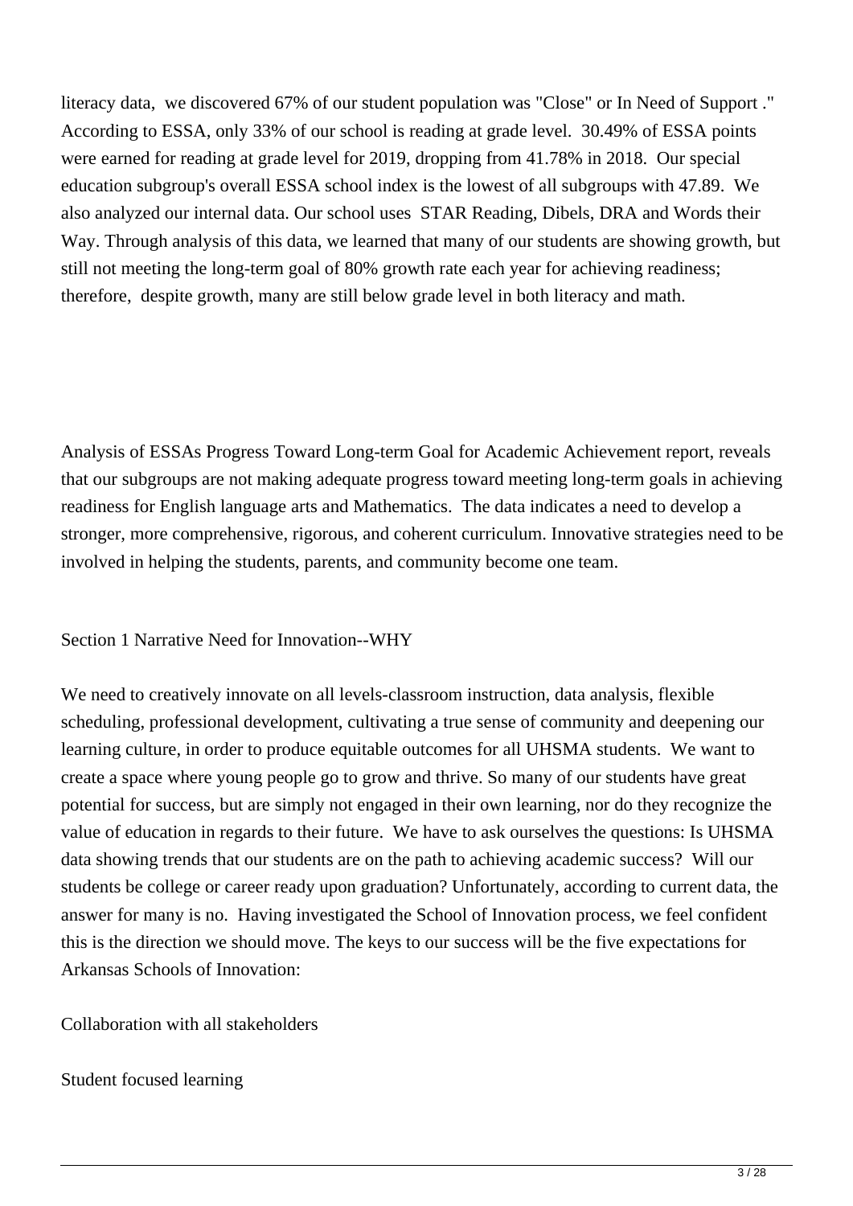literacy data, we discovered 67% of our student population was "Close" or In Need of Support ." According to ESSA, only 33% of our school is reading at grade level. 30.49% of ESSA points were earned for reading at grade level for 2019, dropping from 41.78% in 2018. Our special education subgroup's overall ESSA school index is the lowest of all subgroups with 47.89. We also analyzed our internal data. Our school uses STAR Reading, Dibels, DRA and Words their Way. Through analysis of this data, we learned that many of our students are showing growth, but still not meeting the long-term goal of 80% growth rate each year for achieving readiness; therefore, despite growth, many are still below grade level in both literacy and math.

Analysis of ESSAs Progress Toward Long-term Goal for Academic Achievement report, reveals that our subgroups are not making adequate progress toward meeting long-term goals in achieving readiness for English language arts and Mathematics. The data indicates a need to develop a stronger, more comprehensive, rigorous, and coherent curriculum. Innovative strategies need to be involved in helping the students, parents, and community become one team.

Section 1 Narrative Need for Innovation--WHY

We need to creatively innovate on all levels-classroom instruction, data analysis, flexible scheduling, professional development, cultivating a true sense of community and deepening our learning culture, in order to produce equitable outcomes for all UHSMA students. We want to create a space where young people go to grow and thrive. So many of our students have great potential for success, but are simply not engaged in their own learning, nor do they recognize the value of education in regards to their future. We have to ask ourselves the questions: Is UHSMA data showing trends that our students are on the path to achieving academic success? Will our students be college or career ready upon graduation? Unfortunately, according to current data, the answer for many is no. Having investigated the School of Innovation process, we feel confident this is the direction we should move. The keys to our success will be the five expectations for Arkansas Schools of Innovation:

Collaboration with all stakeholders

Student focused learning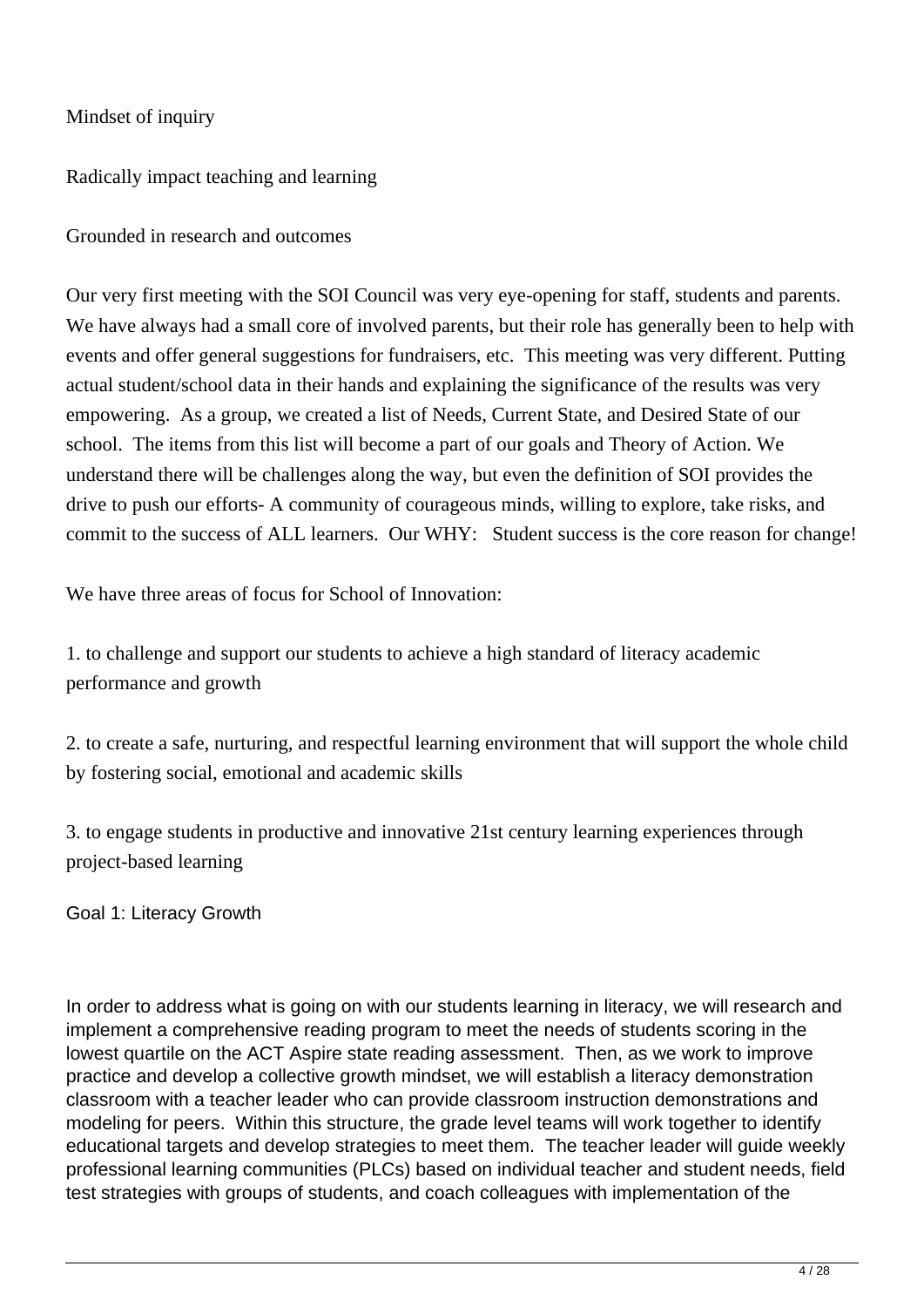Mindset of inquiry

Radically impact teaching and learning

Grounded in research and outcomes

Our very first meeting with the SOI Council was very eye-opening for staff, students and parents. We have always had a small core of involved parents, but their role has generally been to help with events and offer general suggestions for fundraisers, etc.  This meeting was very different. Putting actual student/school data in their hands and explaining the significance of the results was very empowering.  As a group, we created a list of Needs, Current State, and Desired State of our school.  The items from this list will become a part of our goals and Theory of Action. We understand there will be challenges along the way, but even the definition of SOI provides the drive to push our efforts- A community of courageous minds, willing to explore, take risks, and commit to the success of ALL learners.  Our WHY:   Student success is the core reason for change!

We have three areas of focus for School of Innovation:

1. to challenge and support our students to achieve a high standard of literacy academic performance and growth

2. to create a safe, nurturing, and respectful learning environment that will support the whole child by fostering social, emotional and academic skills

3. to engage students in productive and innovative 21st century learning experiences through project-based learning

Goal 1: Literacy Growth

In order to address what is going on with our students learning in literacy, we will research and implement a comprehensive reading program to meet the needs of students scoring in the lowest quartile on the ACT Aspire state reading assessment.  Then, as we work to improve practice and develop a collective growth mindset, we will establish a literacy demonstration classroom with a teacher leader who can provide classroom instruction demonstrations and modeling for peers.  Within this structure, the grade level teams will work together to identify educational targets and develop strategies to meet them.  The teacher leader will guide weekly professional learning communities (PLCs) based on individual teacher and student needs, field test strategies with groups of students, and coach colleagues with implementation of the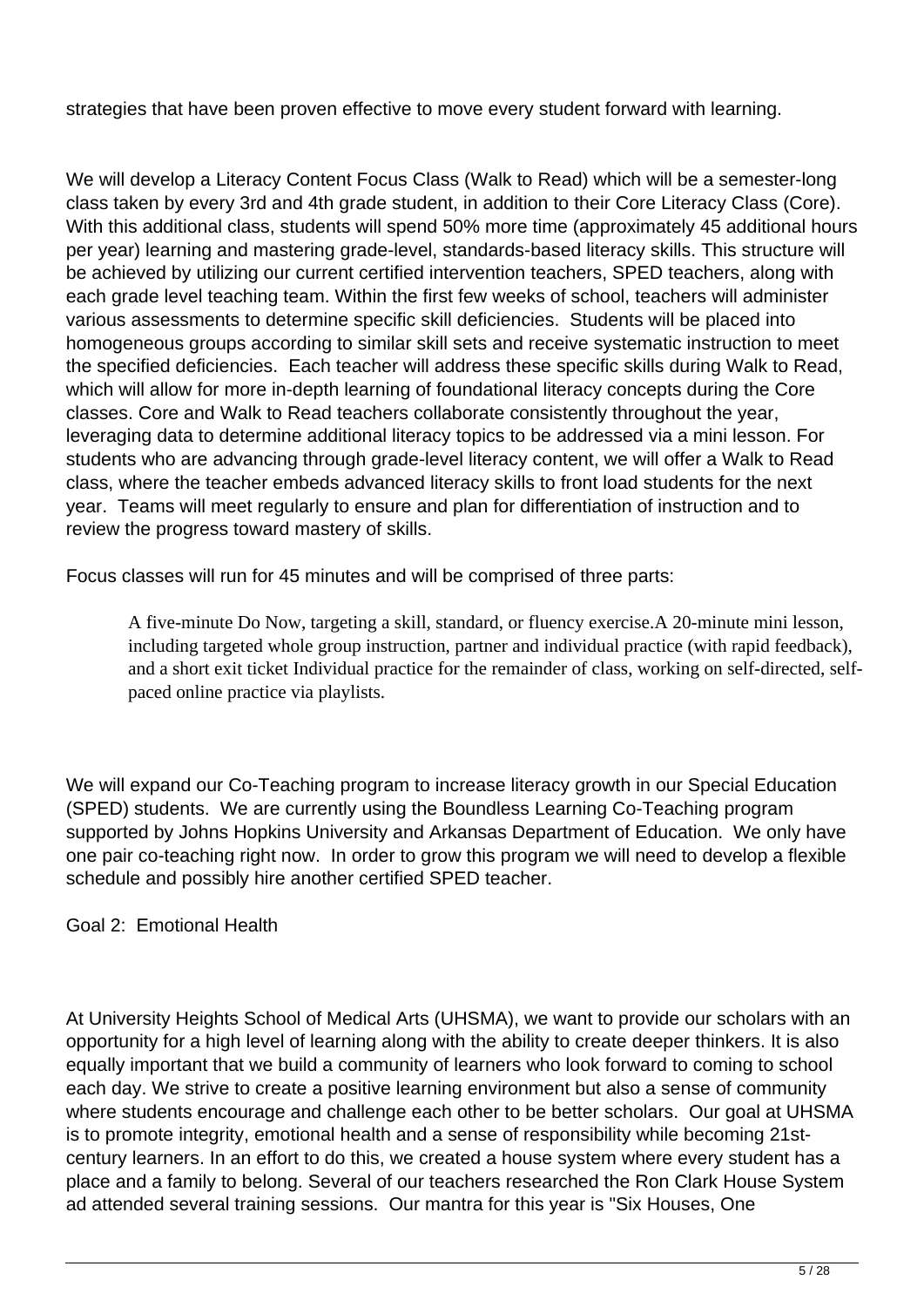strategies that have been proven effective to move every student forward with learning.

We will develop a Literacy Content Focus Class (Walk to Read) which will be a semester-long class taken by every 3rd and 4th grade student, in addition to their Core Literacy Class (Core). With this additional class, students will spend 50% more time (approximately 45 additional hours per year) learning and mastering grade-level, standards-based literacy skills. This structure will be achieved by utilizing our current certified intervention teachers, SPED teachers, along with each grade level teaching team. Within the first few weeks of school, teachers will administer various assessments to determine specific skill deficiencies. Students will be placed into homogeneous groups according to similar skill sets and receive systematic instruction to meet the specified deficiencies. Each teacher will address these specific skills during Walk to Read, which will allow for more in-depth learning of foundational literacy concepts during the Core classes. Core and Walk to Read teachers collaborate consistently throughout the year, leveraging data to determine additional literacy topics to be addressed via a mini lesson. For students who are advancing through grade-level literacy content, we will offer a Walk to Read class, where the teacher embeds advanced literacy skills to front load students for the next year. Teams will meet regularly to ensure and plan for differentiation of instruction and to review the progress toward mastery of skills.

Focus classes will run for 45 minutes and will be comprised of three parts:

> A five-minute Do Now, targeting a skill, standard, or fluency exercise.A 20-minute mini lesson, including targeted whole group instruction, partner and individual practice (with rapid feedback), and a short exit ticket Individual practice for the remainder of class, working on self-directed, self-paced online practice via playlists.

We will expand our Co-Teaching program to increase literacy growth in our Special Education (SPED) students. We are currently using the Boundless Learning Co-Teaching program supported by Johns Hopkins University and Arkansas Department of Education. We only have one pair co-teaching right now. In order to grow this program we will need to develop a flexible schedule and possibly hire another certified SPED teacher.

Goal 2: Emotional Health

At University Heights School of Medical Arts (UHSMA), we want to provide our scholars with an opportunity for a high level of learning along with the ability to create deeper thinkers. It is also equally important that we build a community of learners who look forward to coming to school each day. We strive to create a positive learning environment but also a sense of community where students encourage and challenge each other to be better scholars. Our goal at UHSMA is to promote integrity, emotional health and a sense of responsibility while becoming 21st-century learners. In an effort to do this, we created a house system where every student has a place and a family to belong. Several of our teachers researched the Ron Clark House System ad attended several training sessions. Our mantra for this year is "Six Houses, One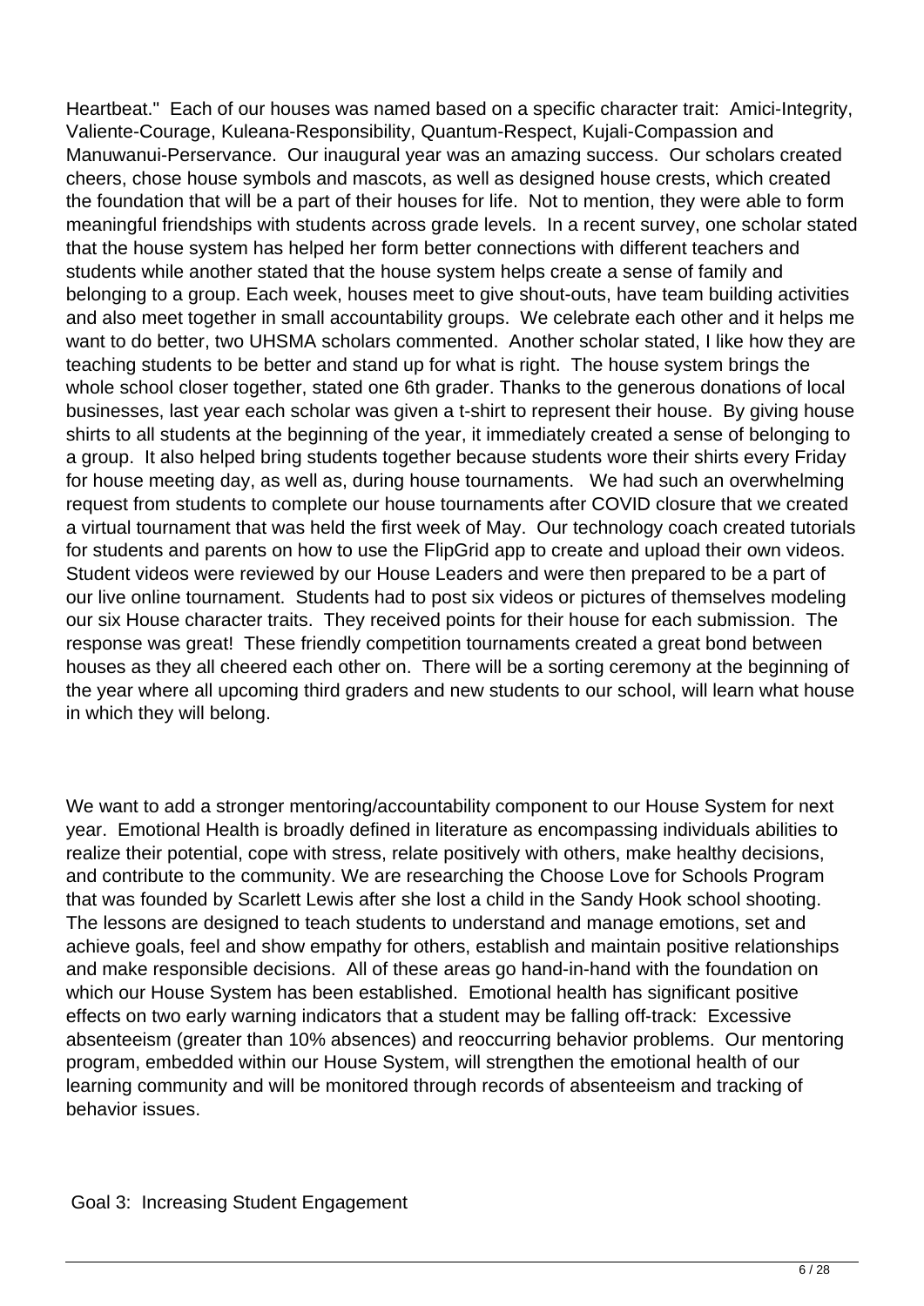Heartbeat." Each of our houses was named based on a specific character trait: Amici-Integrity, Valiente-Courage, Kuleana-Responsibility, Quantum-Respect, Kujali-Compassion and Manuwanui-Perservance. Our inaugural year was an amazing success. Our scholars created cheers, chose house symbols and mascots, as well as designed house crests, which created the foundation that will be a part of their houses for life. Not to mention, they were able to form meaningful friendships with students across grade levels. In a recent survey, one scholar stated that the house system has helped her form better connections with different teachers and students while another stated that the house system helps create a sense of family and belonging to a group. Each week, houses meet to give shout-outs, have team building activities and also meet together in small accountability groups. We celebrate each other and it helps me want to do better, two UHSMA scholars commented. Another scholar stated, I like how they are teaching students to be better and stand up for what is right. The house system brings the whole school closer together, stated one 6th grader. Thanks to the generous donations of local businesses, last year each scholar was given a t-shirt to represent their house. By giving house shirts to all students at the beginning of the year, it immediately created a sense of belonging to a group. It also helped bring students together because students wore their shirts every Friday for house meeting day, as well as, during house tournaments. We had such an overwhelming request from students to complete our house tournaments after COVID closure that we created a virtual tournament that was held the first week of May. Our technology coach created tutorials for students and parents on how to use the FlipGrid app to create and upload their own videos. Student videos were reviewed by our House Leaders and were then prepared to be a part of our live online tournament. Students had to post six videos or pictures of themselves modeling our six House character traits. They received points for their house for each submission. The response was great! These friendly competition tournaments created a great bond between houses as they all cheered each other on. There will be a sorting ceremony at the beginning of the year where all upcoming third graders and new students to our school, will learn what house in which they will belong.

We want to add a stronger mentoring/accountability component to our House System for next year. Emotional Health is broadly defined in literature as encompassing individuals abilities to realize their potential, cope with stress, relate positively with others, make healthy decisions, and contribute to the community. We are researching the Choose Love for Schools Program that was founded by Scarlett Lewis after she lost a child in the Sandy Hook school shooting. The lessons are designed to teach students to understand and manage emotions, set and achieve goals, feel and show empathy for others, establish and maintain positive relationships and make responsible decisions. All of these areas go hand-in-hand with the foundation on which our House System has been established. Emotional health has significant positive effects on two early warning indicators that a student may be falling off-track: Excessive absenteeism (greater than 10% absences) and reoccurring behavior problems. Our mentoring program, embedded within our House System, will strengthen the emotional health of our learning community and will be monitored through records of absenteeism and tracking of behavior issues.

Goal 3: Increasing Student Engagement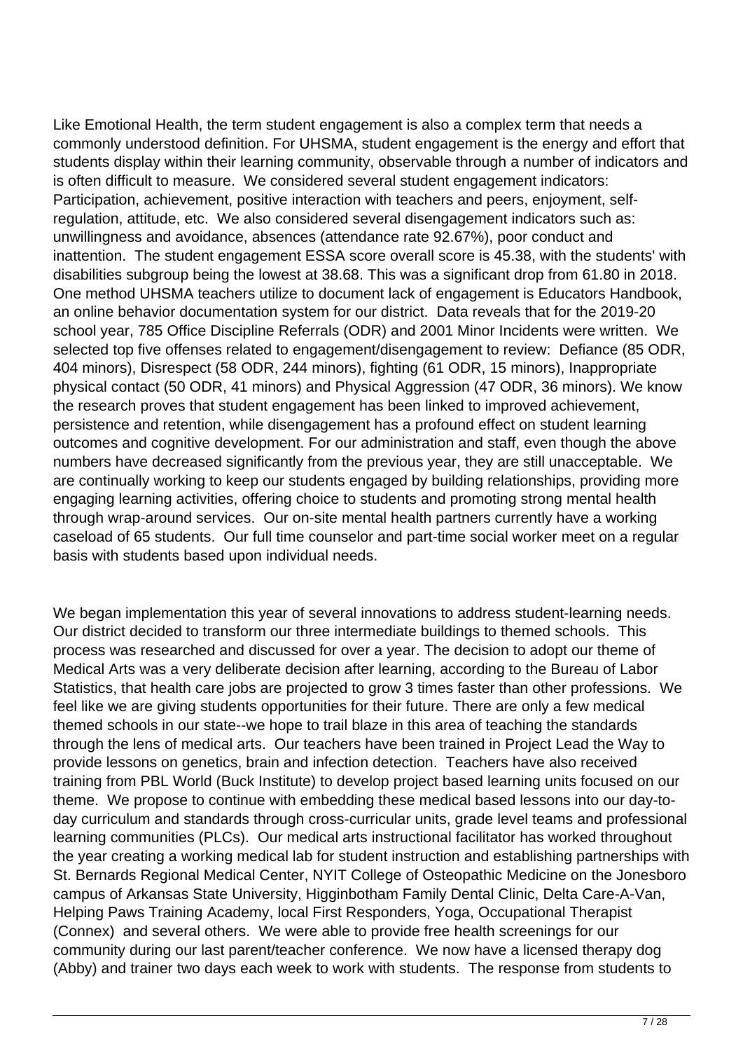Like Emotional Health, the term student engagement is also a complex term that needs a commonly understood definition. For UHSMA, student engagement is the energy and effort that students display within their learning community, observable through a number of indicators and is often difficult to measure. We considered several student engagement indicators: Participation, achievement, positive interaction with teachers and peers, enjoyment, self-regulation, attitude, etc. We also considered several disengagement indicators such as: unwillingness and avoidance, absences (attendance rate 92.67%), poor conduct and inattention. The student engagement ESSA score overall score is 45.38, with the students' with disabilities subgroup being the lowest at 38.68. This was a significant drop from 61.80 in 2018. One method UHSMA teachers utilize to document lack of engagement is Educators Handbook, an online behavior documentation system for our district. Data reveals that for the 2019-20 school year, 785 Office Discipline Referrals (ODR) and 2001 Minor Incidents were written. We selected top five offenses related to engagement/disengagement to review: Defiance (85 ODR, 404 minors), Disrespect (58 ODR, 244 minors), fighting (61 ODR, 15 minors), Inappropriate physical contact (50 ODR, 41 minors) and Physical Aggression (47 ODR, 36 minors). We know the research proves that student engagement has been linked to improved achievement, persistence and retention, while disengagement has a profound effect on student learning outcomes and cognitive development. For our administration and staff, even though the above numbers have decreased significantly from the previous year, they are still unacceptable. We are continually working to keep our students engaged by building relationships, providing more engaging learning activities, offering choice to students and promoting strong mental health through wrap-around services. Our on-site mental health partners currently have a working caseload of 65 students. Our full time counselor and part-time social worker meet on a regular basis with students based upon individual needs.

We began implementation this year of several innovations to address student-learning needs. Our district decided to transform our three intermediate buildings to themed schools. This process was researched and discussed for over a year. The decision to adopt our theme of Medical Arts was a very deliberate decision after learning, according to the Bureau of Labor Statistics, that health care jobs are projected to grow 3 times faster than other professions. We feel like we are giving students opportunities for their future. There are only a few medical themed schools in our state--we hope to trail blaze in this area of teaching the standards through the lens of medical arts. Our teachers have been trained in Project Lead the Way to provide lessons on genetics, brain and infection detection. Teachers have also received training from PBL World (Buck Institute) to develop project based learning units focused on our theme. We propose to continue with embedding these medical based lessons into our day-to-day curriculum and standards through cross-curricular units, grade level teams and professional learning communities (PLCs). Our medical arts instructional facilitator has worked throughout the year creating a working medical lab for student instruction and establishing partnerships with St. Bernards Regional Medical Center, NYIT College of Osteopathic Medicine on the Jonesboro campus of Arkansas State University, Higginbotham Family Dental Clinic, Delta Care-A-Van, Helping Paws Training Academy, local First Responders, Yoga, Occupational Therapist (Connex) and several others. We were able to provide free health screenings for our community during our last parent/teacher conference. We now have a licensed therapy dog (Abby) and trainer two days each week to work with students. The response from students to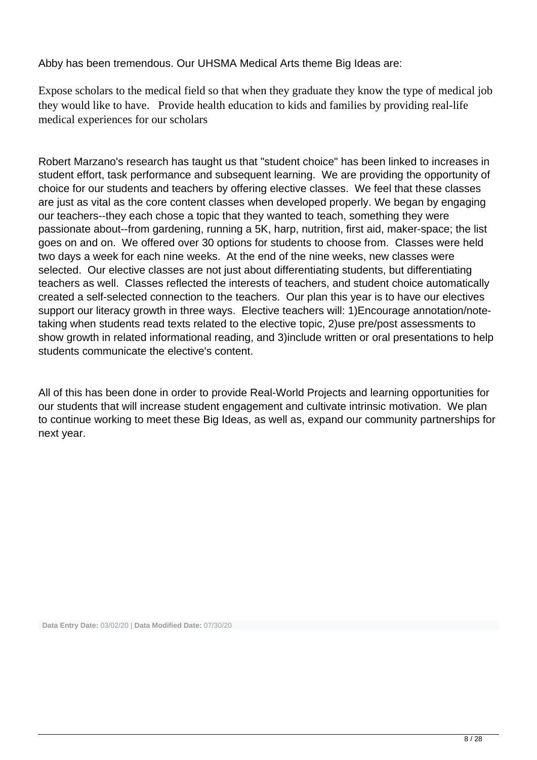Abby has been tremendous. Our UHSMA Medical Arts theme Big Ideas are:

Expose scholars to the medical field so that when they graduate they know the type of medical job they would like to have.   Provide health education to kids and families by providing real-life medical experiences for our scholars

Robert Marzano's research has taught us that "student choice" has been linked to increases in student effort, task performance and subsequent learning.  We are providing the opportunity of choice for our students and teachers by offering elective classes.  We feel that these classes are just as vital as the core content classes when developed properly. We began by engaging our teachers--they each chose a topic that they wanted to teach, something they were passionate about--from gardening, running a 5K, harp, nutrition, first aid, maker-space; the list goes on and on.  We offered over 30 options for students to choose from.  Classes were held two days a week for each nine weeks.  At the end of the nine weeks, new classes were selected.  Our elective classes are not just about differentiating students, but differentiating teachers as well.  Classes reflected the interests of teachers, and student choice automatically created a self-selected connection to the teachers.  Our plan this year is to have our electives support our literacy growth in three ways.  Elective teachers will: 1)Encourage annotation/note-taking when students read texts related to the elective topic, 2)use pre/post assessments to show growth in related informational reading, and 3)include written or oral presentations to help students communicate the elective's content.

All of this has been done in order to provide Real-World Projects and learning opportunities for our students that will increase student engagement and cultivate intrinsic motivation.  We plan to continue working to meet these Big Ideas, as well as, expand our community partnerships for next year.

**Data Entry Date:** 03/02/20 | **Data Modified Date:** 07/30/20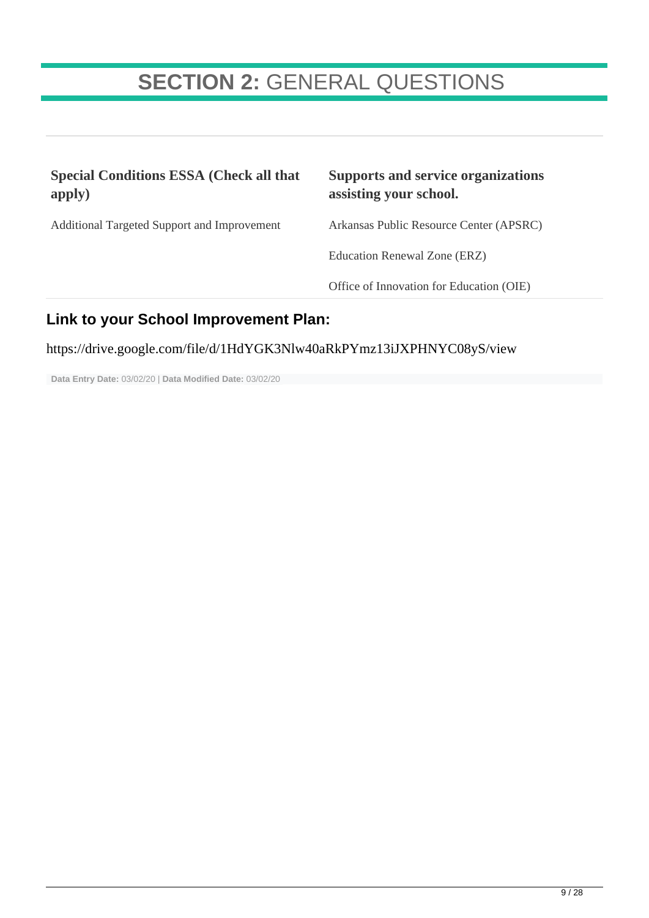# **SECTION 2:** GENERAL QUESTIONS

| **Special Conditions ESSA (Check all that apply)** | **Supports and service organizations assisting your school.** |
|---|---|
| Additional Targeted Support and Improvement | Arkansas Public Resource Center (APSRC) |
| | Education Renewal Zone (ERZ) |
| | Office of Innovation for Education (OIE) |

## Link to your School Improvement Plan:

https://drive.google.com/file/d/1HdYGK3Nlw40aRkPYmz13iJXPHNYC08yS/view

**Data Entry Date:** 03/02/20 | **Data Modified Date:** 03/02/20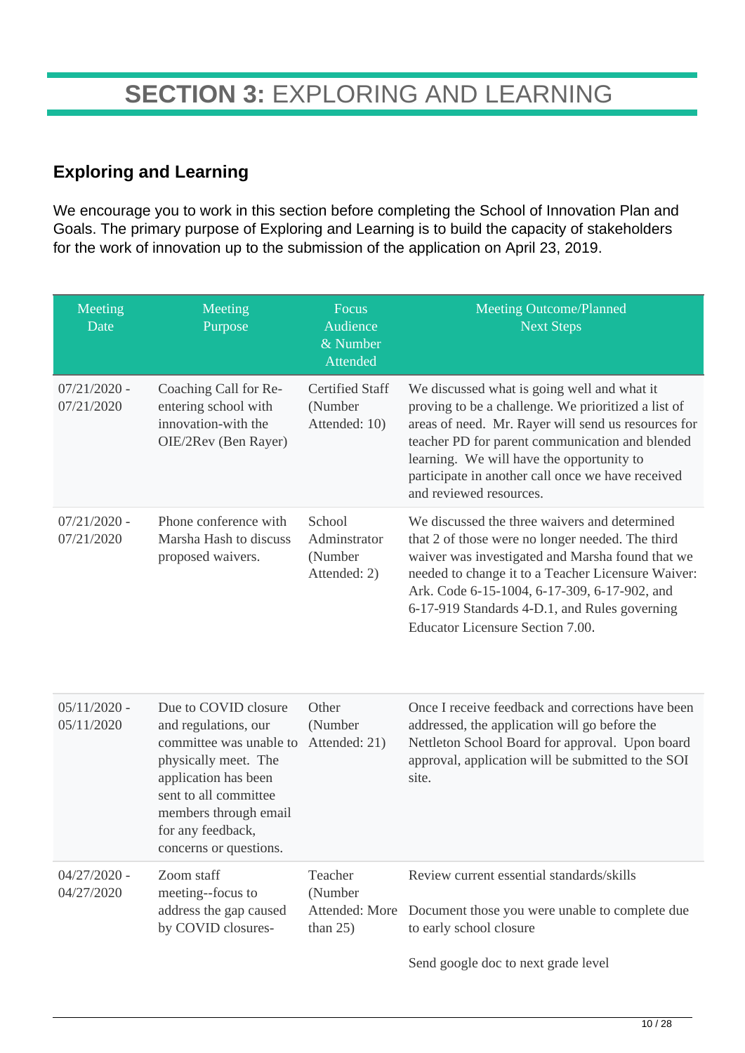# **SECTION 3:** EXPLORING AND LEARNING

## Exploring and Learning

We encourage you to work in this section before completing the School of Innovation Plan and Goals. The primary purpose of Exploring and Learning is to build the capacity of stakeholders for the work of innovation up to the submission of the application on April 23, 2019.

| Meeting Date | Meeting Purpose | Focus Audience & Number Attended | Meeting Outcome/Planned Next Steps |
|---|---|---|---|
| 07/21/2020 - 07/21/2020 | Coaching Call for Re-entering school with innovation-with the OIE/2Rev (Ben Rayer) | Certified Staff (Number Attended: 10) | We discussed what is going well and what it proving to be a challenge. We prioritized a list of areas of need. Mr. Rayer will send us resources for teacher PD for parent communication and blended learning. We will have the opportunity to participate in another call once we have received and reviewed resources. |
| 07/21/2020 - 07/21/2020 | Phone conference with Marsha Hash to discuss proposed waivers. | School Adminstrator (Number Attended: 2) | We discussed the three waivers and determined that 2 of those were no longer needed. The third waiver was investigated and Marsha found that we needed to change it to a Teacher Licensure Waiver: Ark. Code 6-15-1004, 6-17-309, 6-17-902, and 6-17-919 Standards 4-D.1, and Rules governing Educator Licensure Section 7.00. |
| 05/11/2020 - 05/11/2020 | Due to COVID closure and regulations, our committee was unable to physically meet. The application has been sent to all committee members through email for any feedback, concerns or questions. | Other (Number Attended: 21) | Once I receive feedback and corrections have been addressed, the application will go before the Nettleton School Board for approval. Upon board approval, application will be submitted to the SOI site. |
| 04/27/2020 - 04/27/2020 | Zoom staff meeting--focus to address the gap caused by COVID closures- | Teacher (Number Attended: More than 25) | Review current essential standards/skills<br><br>Document those you were unable to complete due to early school closure<br><br>Send google doc to next grade level |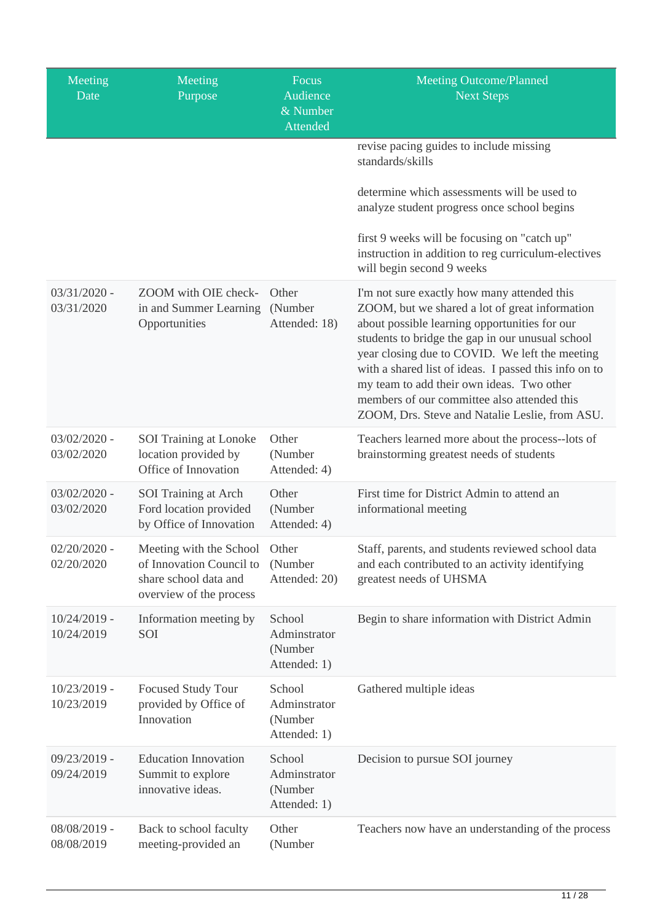| Meeting Date | Meeting Purpose | Focus Audience & Number Attended | Meeting Outcome/Planned Next Steps |
|---|---|---|---|
| | | | revise pacing guides to include missing standards/skills<br><br>determine which assessments will be used to analyze student progress once school begins<br><br>first 9 weeks will be focusing on "catch up" instruction in addition to reg curriculum-electives will begin second 9 weeks |
| 03/31/2020 - 03/31/2020 | ZOOM with OIE check-in and Summer Learning Opportunities | Other (Number Attended: 18) | I'm not sure exactly how many attended this ZOOM, but we shared a lot of great information about possible learning opportunities for our students to bridge the gap in our unusual school year closing due to COVID. We left the meeting with a shared list of ideas. I passed this info on to my team to add their own ideas. Two other members of our committee also attended this ZOOM, Drs. Steve and Natalie Leslie, from ASU. |
| 03/02/2020 - 03/02/2020 | SOI Training at Lonoke location provided by Office of Innovation | Other (Number Attended: 4) | Teachers learned more about the process--lots of brainstorming greatest needs of students |
| 03/02/2020 - 03/02/2020 | SOI Training at Arch Ford location provided by Office of Innovation | Other (Number Attended: 4) | First time for District Admin to attend an informational meeting |
| 02/20/2020 - 02/20/2020 | Meeting with the School of Innovation Council to share school data and overview of the process | Other (Number Attended: 20) | Staff, parents, and students reviewed school data and each contributed to an activity identifying greatest needs of UHSMA |
| 10/24/2019 - 10/24/2019 | Information meeting by SOI | School Adminstrator (Number Attended: 1) | Begin to share information with District Admin |
| 10/23/2019 - 10/23/2019 | Focused Study Tour provided by Office of Innovation | School Adminstrator (Number Attended: 1) | Gathered multiple ideas |
| 09/23/2019 - 09/24/2019 | Education Innovation Summit to explore innovative ideas. | School Adminstrator (Number Attended: 1) | Decision to pursue SOI journey |
| 08/08/2019 - 08/08/2019 | Back to school faculty meeting-provided an | Other (Number | Teachers now have an understanding of the process |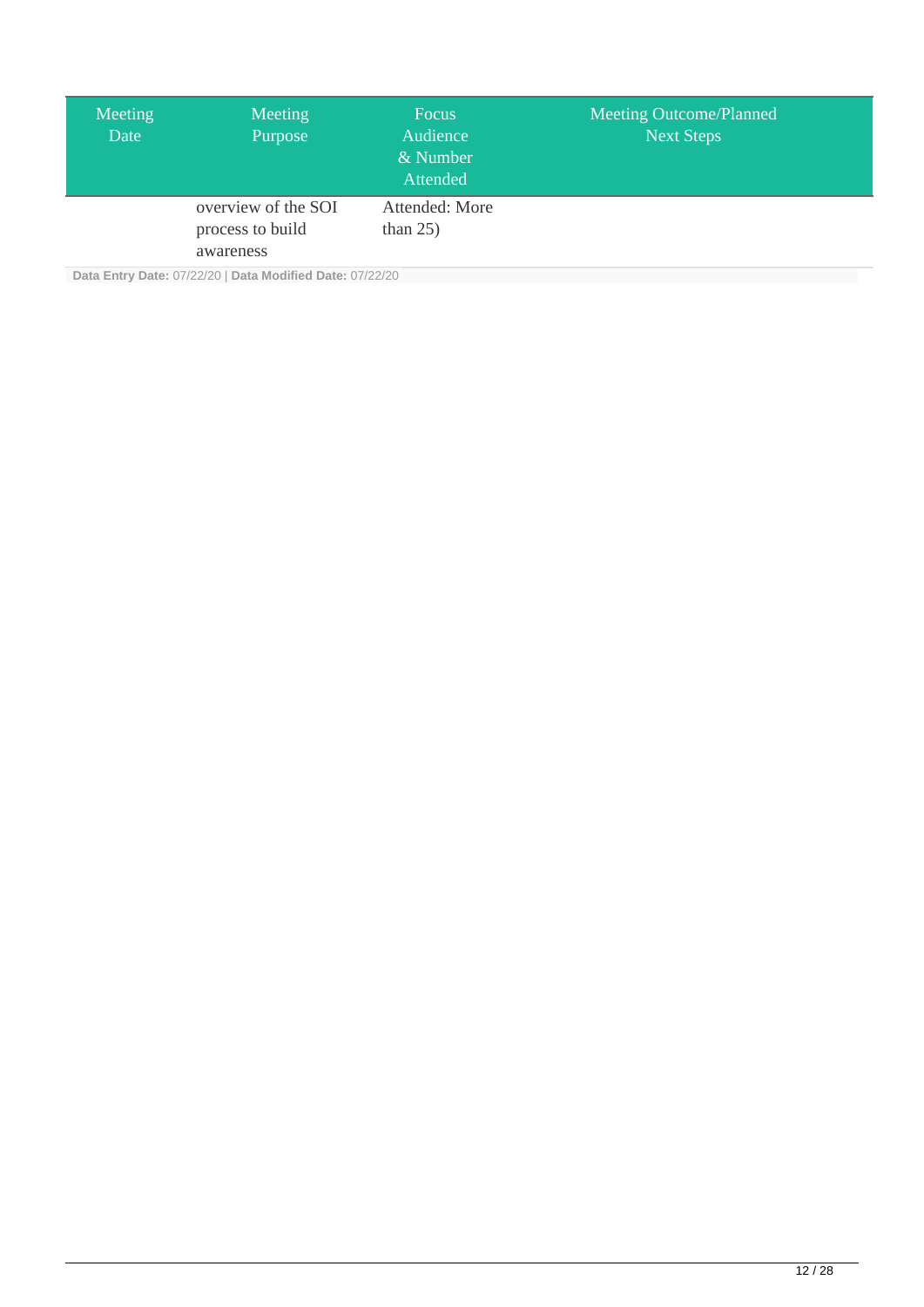| Meeting Date | Meeting Purpose | Focus Audience & Number Attended | Meeting Outcome/Planned Next Steps |
|---|---|---|---|
| | overview of the SOI process to build awareness | Attended: More than 25) | |

**Data Entry Date:** 07/22/20 | **Data Modified Date:** 07/22/20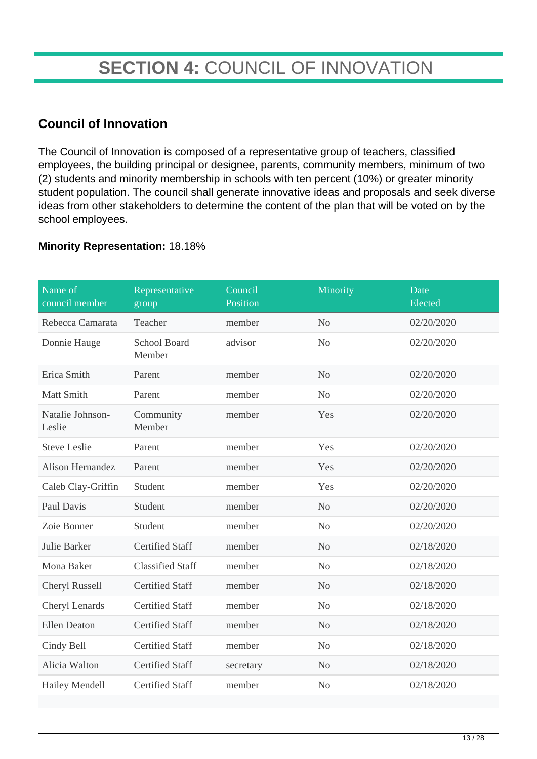# **SECTION 4:** COUNCIL OF INNOVATION

## Council of Innovation

The Council of Innovation is composed of a representative group of teachers, classified employees, the building principal or designee, parents, community members, minimum of two (2) students and minority membership in schools with ten percent (10%) or greater minority student population. The council shall generate innovative ideas and proposals and seek diverse ideas from other stakeholders to determine the content of the plan that will be voted on by the school employees.

**Minority Representation:** 18.18%

| Name of council member | Representative group | Council Position | Minority | Date Elected |
|---|---|---|---|---|
| Rebecca Camarata | Teacher | member | No | 02/20/2020 |
| Donnie Hauge | School Board Member | advisor | No | 02/20/2020 |
| Erica Smith | Parent | member | No | 02/20/2020 |
| Matt Smith | Parent | member | No | 02/20/2020 |
| Natalie Johnson-Leslie | Community Member | member | Yes | 02/20/2020 |
| Steve Leslie | Parent | member | Yes | 02/20/2020 |
| Alison Hernandez | Parent | member | Yes | 02/20/2020 |
| Caleb Clay-Griffin | Student | member | Yes | 02/20/2020 |
| Paul Davis | Student | member | No | 02/20/2020 |
| Zoie Bonner | Student | member | No | 02/20/2020 |
| Julie Barker | Certified Staff | member | No | 02/18/2020 |
| Mona Baker | Classified Staff | member | No | 02/18/2020 |
| Cheryl Russell | Certified Staff | member | No | 02/18/2020 |
| Cheryl Lenards | Certified Staff | member | No | 02/18/2020 |
| Ellen Deaton | Certified Staff | member | No | 02/18/2020 |
| Cindy Bell | Certified Staff | member | No | 02/18/2020 |
| Alicia Walton | Certified Staff | secretary | No | 02/18/2020 |
| Hailey Mendell | Certified Staff | member | No | 02/18/2020 |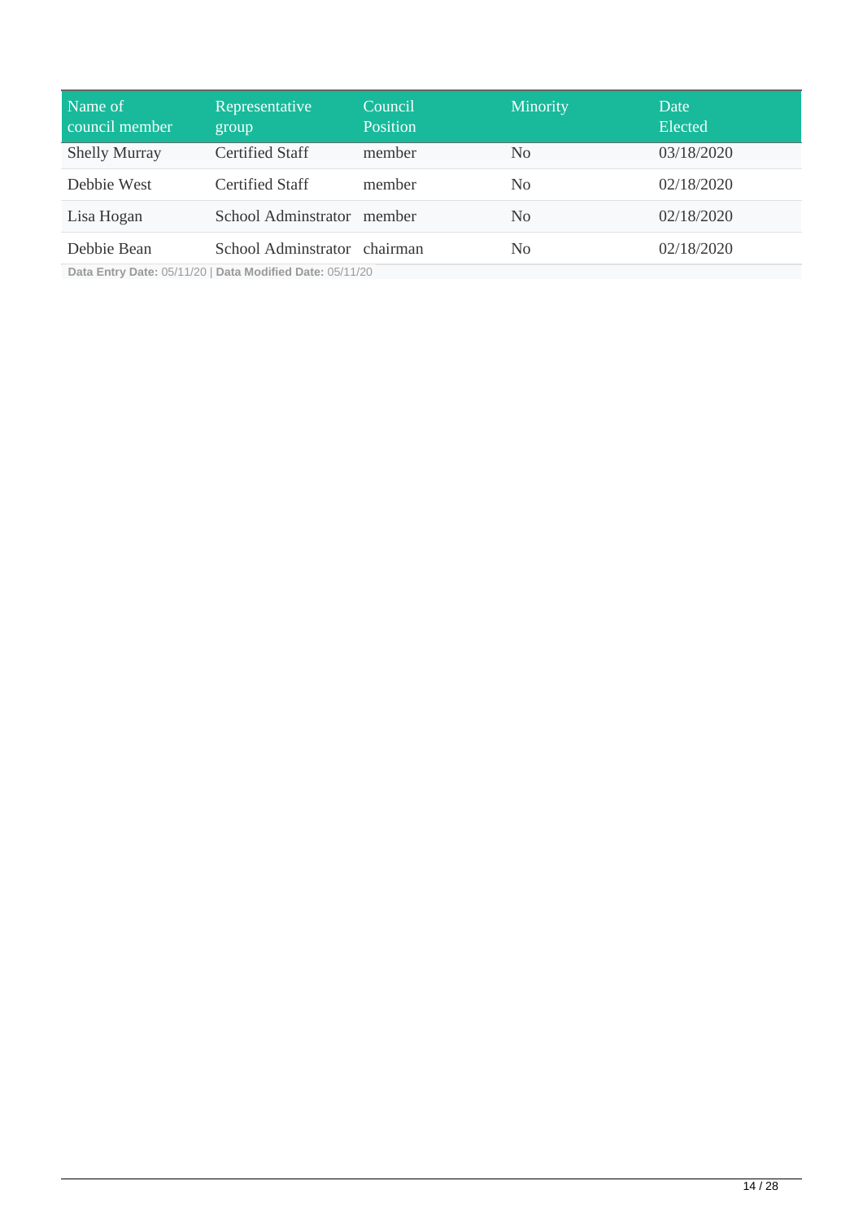| Name of council member | Representative group | Council Position | Minority | Date Elected |
|---|---|---|---|---|
| Shelly Murray | Certified Staff | member | No | 03/18/2020 |
| Debbie West | Certified Staff | member | No | 02/18/2020 |
| Lisa Hogan | School Adminstrator | member | No | 02/18/2020 |
| Debbie Bean | School Adminstrator | chairman | No | 02/18/2020 |

**Data Entry Date:** 05/11/20 | **Data Modified Date:** 05/11/20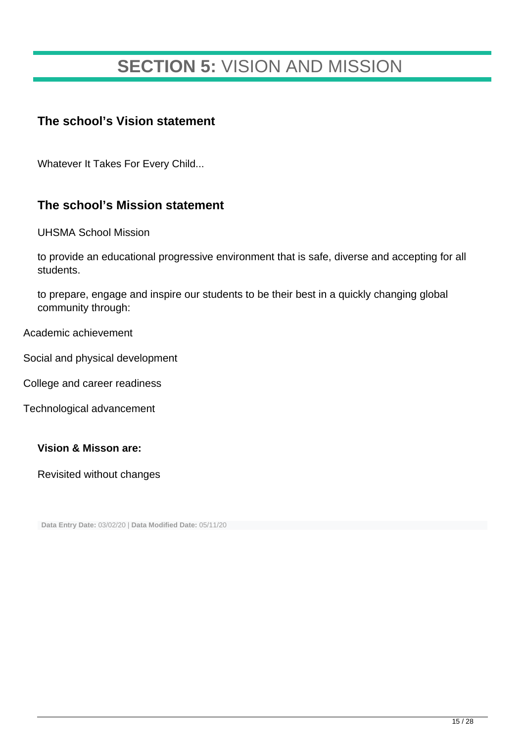# **SECTION 5:** VISION AND MISSION

## The school's Vision statement

Whatever It Takes For Every Child...

## The school's Mission statement

UHSMA School Mission

to provide an educational progressive environment that is safe, diverse and accepting for all students.

to prepare, engage and inspire our students to be their best in a quickly changing global community through:

Academic achievement

Social and physical development

College and career readiness

Technological advancement

**Vision & Misson are:**

Revisited without changes

**Data Entry Date:** 03/02/20 | **Data Modified Date:** 05/11/20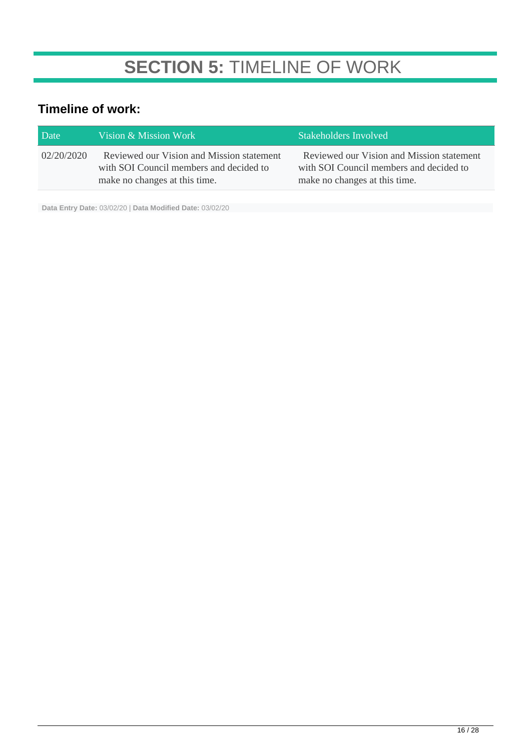# **SECTION 5:** TIMELINE OF WORK

### Timeline of work:

| Date | Vision & Mission Work | Stakeholders Involved |
|---|---|---|
| 02/20/2020 | Reviewed our Vision and Mission statement with SOI Council members and decided to make no changes at this time. | Reviewed our Vision and Mission statement with SOI Council members and decided to make no changes at this time. |

**Data Entry Date:** 03/02/20 | **Data Modified Date:** 03/02/20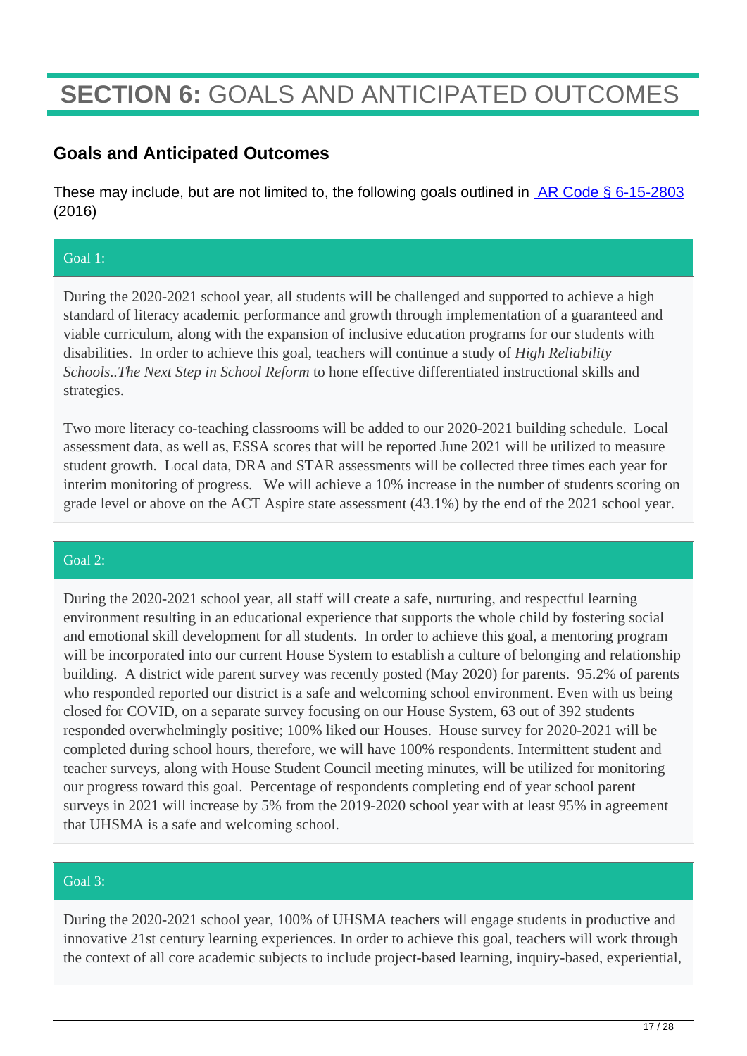# **SECTION 6:** GOALS AND ANTICIPATED OUTCOMES

## Goals and Anticipated Outcomes

These may include, but are not limited to, the following goals outlined in [AR Code § 6-15-2803](#) (2016)

### Goal 1:

During the 2020-2021 school year, all students will be challenged and supported to achieve a high standard of literacy academic performance and growth through implementation of a guaranteed and viable curriculum, along with the expansion of inclusive education programs for our students with disabilities. In order to achieve this goal, teachers will continue a study of *High Reliability Schools..The Next Step in School Reform* to hone effective differentiated instructional skills and strategies.

Two more literacy co-teaching classrooms will be added to our 2020-2021 building schedule. Local assessment data, as well as, ESSA scores that will be reported June 2021 will be utilized to measure student growth. Local data, DRA and STAR assessments will be collected three times each year for interim monitoring of progress. We will achieve a 10% increase in the number of students scoring on grade level or above on the ACT Aspire state assessment (43.1%) by the end of the 2021 school year.

### Goal 2:

During the 2020-2021 school year, all staff will create a safe, nurturing, and respectful learning environment resulting in an educational experience that supports the whole child by fostering social and emotional skill development for all students. In order to achieve this goal, a mentoring program will be incorporated into our current House System to establish a culture of belonging and relationship building. A district wide parent survey was recently posted (May 2020) for parents. 95.2% of parents who responded reported our district is a safe and welcoming school environment. Even with us being closed for COVID, on a separate survey focusing on our House System, 63 out of 392 students responded overwhelmingly positive; 100% liked our Houses. House survey for 2020-2021 will be completed during school hours, therefore, we will have 100% respondents. Intermittent student and teacher surveys, along with House Student Council meeting minutes, will be utilized for monitoring our progress toward this goal. Percentage of respondents completing end of year school parent surveys in 2021 will increase by 5% from the 2019-2020 school year with at least 95% in agreement that UHSMA is a safe and welcoming school.

### Goal 3:

During the 2020-2021 school year, 100% of UHSMA teachers will engage students in productive and innovative 21st century learning experiences. In order to achieve this goal, teachers will work through the context of all core academic subjects to include project-based learning, inquiry-based, experiential,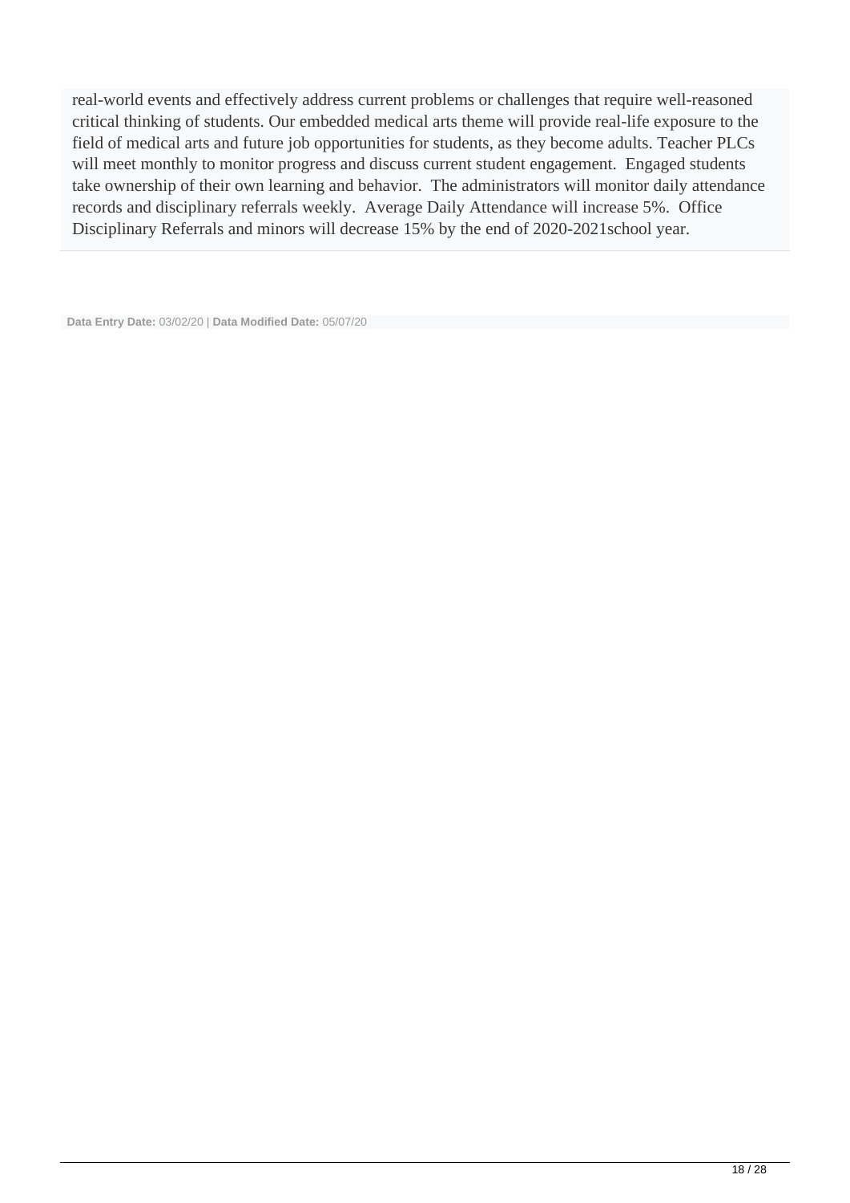real-world events and effectively address current problems or challenges that require well-reasoned critical thinking of students. Our embedded medical arts theme will provide real-life exposure to the field of medical arts and future job opportunities for students, as they become adults. Teacher PLCs will meet monthly to monitor progress and discuss current student engagement. Engaged students take ownership of their own learning and behavior. The administrators will monitor daily attendance records and disciplinary referrals weekly. Average Daily Attendance will increase 5%. Office Disciplinary Referrals and minors will decrease 15% by the end of 2020-2021school year.

**Data Entry Date:** 03/02/20 | **Data Modified Date:** 05/07/20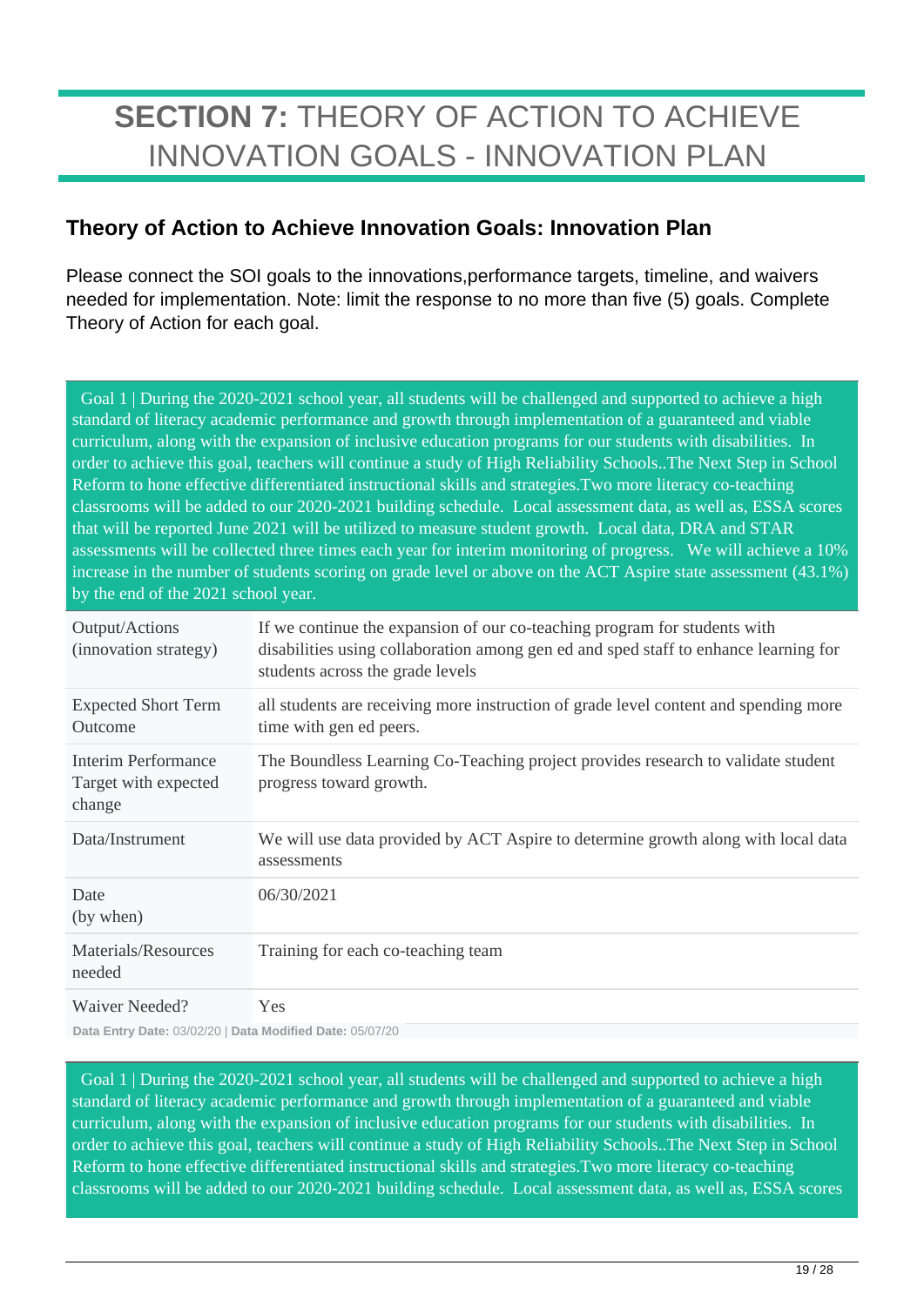# **SECTION 7:** THEORY OF ACTION TO ACHIEVE INNOVATION GOALS - INNOVATION PLAN

## Theory of Action to Achieve Innovation Goals: Innovation Plan

Please connect the SOI goals to the innovations,performance targets, timeline, and waivers needed for implementation. Note: limit the response to no more than five (5) goals. Complete Theory of Action for each goal.

Goal 1 | During the 2020-2021 school year, all students will be challenged and supported to achieve a high standard of literacy academic performance and growth through implementation of a guaranteed and viable curriculum, along with the expansion of inclusive education programs for our students with disabilities. In order to achieve this goal, teachers will continue a study of High Reliability Schools..The Next Step in School Reform to hone effective differentiated instructional skills and strategies.Two more literacy co-teaching classrooms will be added to our 2020-2021 building schedule. Local assessment data, as well as, ESSA scores that will be reported June 2021 will be utilized to measure student growth. Local data, DRA and STAR assessments will be collected three times each year for interim monitoring of progress. We will achieve a 10% increase in the number of students scoring on grade level or above on the ACT Aspire state assessment (43.1%) by the end of the 2021 school year.

| | |
|---|---|
| Output/Actions (innovation strategy) | If we continue the expansion of our co-teaching program for students with disabilities using collaboration among gen ed and sped staff to enhance learning for students across the grade levels |
| Expected Short Term Outcome | all students are receiving more instruction of grade level content and spending more time with gen ed peers. |
| Interim Performance Target with expected change | The Boundless Learning Co-Teaching project provides research to validate student progress toward growth. |
| Data/Instrument | We will use data provided by ACT Aspire to determine growth along with local data assessments |
| Date (by when) | 06/30/2021 |
| Materials/Resources needed | Training for each co-teaching team |
| Waiver Needed? | Yes |

**Data Entry Date:** 03/02/20 | **Data Modified Date:** 05/07/20

Goal 1 | During the 2020-2021 school year, all students will be challenged and supported to achieve a high standard of literacy academic performance and growth through implementation of a guaranteed and viable curriculum, along with the expansion of inclusive education programs for our students with disabilities. In order to achieve this goal, teachers will continue a study of High Reliability Schools..The Next Step in School Reform to hone effective differentiated instructional skills and strategies.Two more literacy co-teaching classrooms will be added to our 2020-2021 building schedule. Local assessment data, as well as, ESSA scores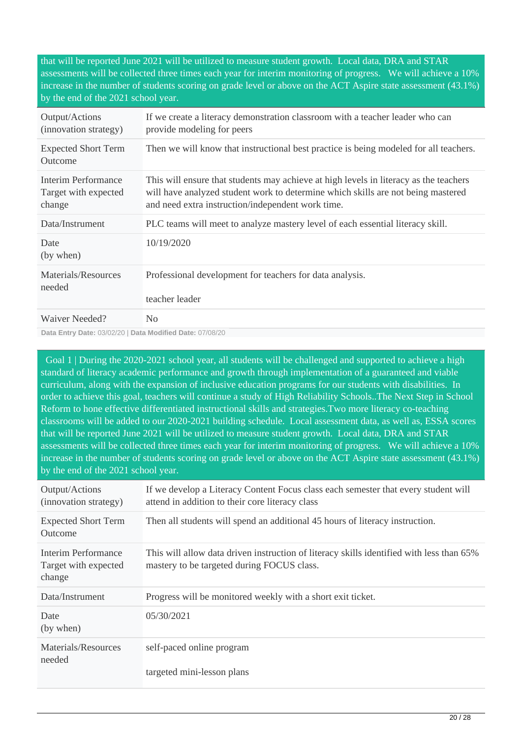that will be reported June 2021 will be utilized to measure student growth.  Local data, DRA and STAR assessments will be collected three times each year for interim monitoring of progress.   We will achieve a 10% increase in the number of students scoring on grade level or above on the ACT Aspire state assessment (43.1%) by the end of the 2021 school year.

| | |
|---|---|
| Output/Actions (innovation strategy) | If we create a literacy demonstration classroom with a teacher leader who can provide modeling for peers |
| Expected Short Term Outcome | Then we will know that instructional best practice is being modeled for all teachers. |
| Interim Performance Target with expected change | This will ensure that students may achieve at high levels in literacy as the teachers will have analyzed student work to determine which skills are not being mastered and need extra instruction/independent work time. |
| Data/Instrument | PLC teams will meet to analyze mastery level of each essential literacy skill. |
| Date (by when) | 10/19/2020 |
| Materials/Resources needed | Professional development for teachers for data analysis.<br><br>teacher leader |
| Waiver Needed? | No |

**Data Entry Date:** 03/02/20 | **Data Modified Date:** 07/08/20

Goal 1 | During the 2020-2021 school year, all students will be challenged and supported to achieve a high standard of literacy academic performance and growth through implementation of a guaranteed and viable curriculum, along with the expansion of inclusive education programs for our students with disabilities.  In order to achieve this goal, teachers will continue a study of High Reliability Schools..The Next Step in School Reform to hone effective differentiated instructional skills and strategies.Two more literacy co-teaching classrooms will be added to our 2020-2021 building schedule.  Local assessment data, as well as, ESSA scores that will be reported June 2021 will be utilized to measure student growth.  Local data, DRA and STAR assessments will be collected three times each year for interim monitoring of progress.   We will achieve a 10% increase in the number of students scoring on grade level or above on the ACT Aspire state assessment (43.1%) by the end of the 2021 school year.

| | |
|---|---|
| Output/Actions (innovation strategy) | If we develop a Literacy Content Focus class each semester that every student will attend in addition to their core literacy class |
| Expected Short Term Outcome | Then all students will spend an additional 45 hours of literacy instruction. |
| Interim Performance Target with expected change | This will allow data driven instruction of literacy skills identified with less than 65% mastery to be targeted during FOCUS class. |
| Data/Instrument | Progress will be monitored weekly with a short exit ticket. |
| Date (by when) | 05/30/2021 |
| Materials/Resources needed | self-paced online program<br><br>targeted mini-lesson plans |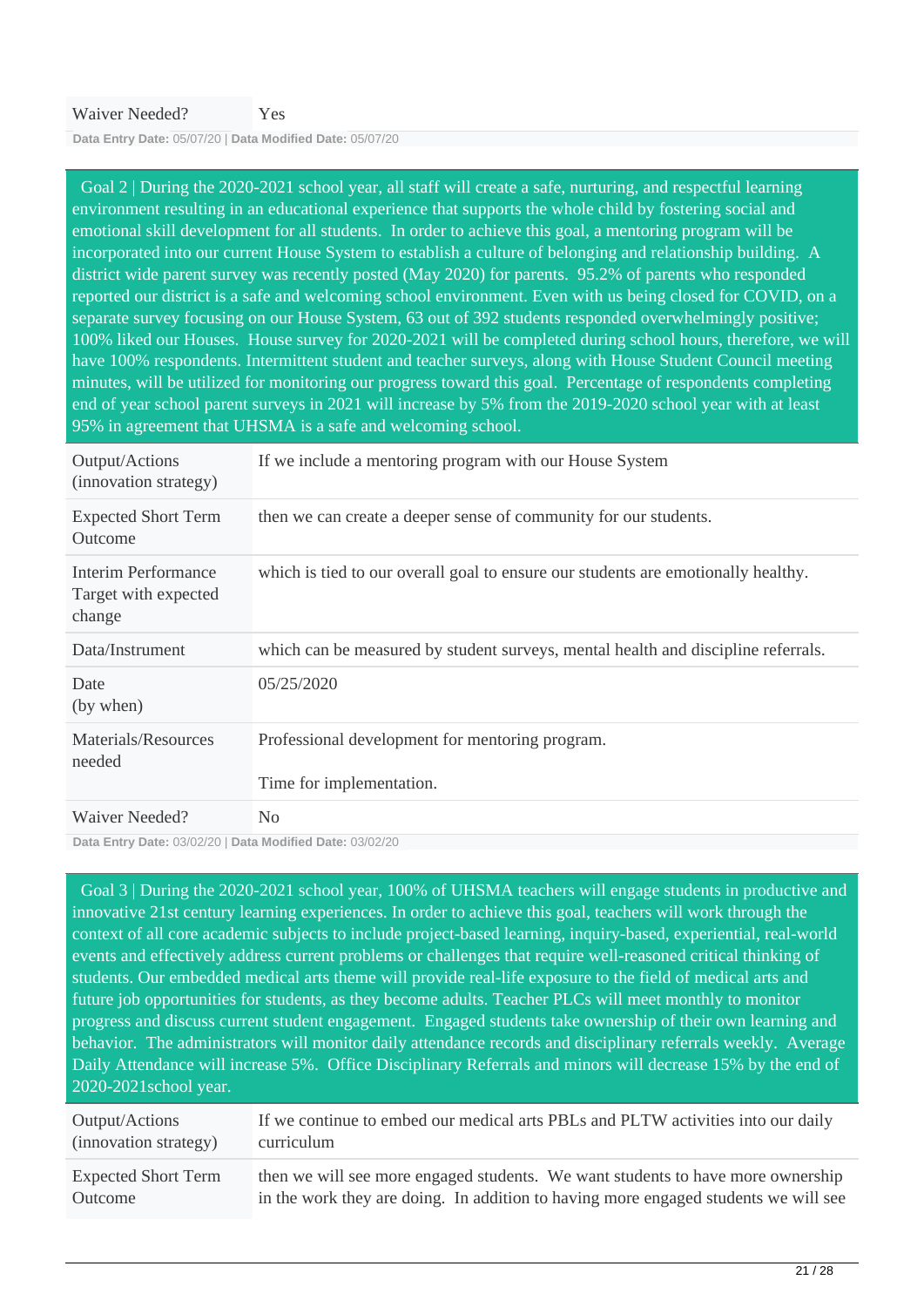| | |
|---|---|
| Waiver Needed? | Yes |

**Data Entry Date:** 05/07/20 | **Data Modified Date:** 05/07/20

Goal 2 | During the 2020-2021 school year, all staff will create a safe, nurturing, and respectful learning environment resulting in an educational experience that supports the whole child by fostering social and emotional skill development for all students. In order to achieve this goal, a mentoring program will be incorporated into our current House System to establish a culture of belonging and relationship building. A district wide parent survey was recently posted (May 2020) for parents. 95.2% of parents who responded reported our district is a safe and welcoming school environment. Even with us being closed for COVID, on a separate survey focusing on our House System, 63 out of 392 students responded overwhelmingly positive; 100% liked our Houses. House survey for 2020-2021 will be completed during school hours, therefore, we will have 100% respondents. Intermittent student and teacher surveys, along with House Student Council meeting minutes, will be utilized for monitoring our progress toward this goal. Percentage of respondents completing end of year school parent surveys in 2021 will increase by 5% from the 2019-2020 school year with at least 95% in agreement that UHSMA is a safe and welcoming school.

| | |
|---|---|
| Output/Actions (innovation strategy) | If we include a mentoring program with our House System |
| Expected Short Term Outcome | then we can create a deeper sense of community for our students. |
| Interim Performance Target with expected change | which is tied to our overall goal to ensure our students are emotionally healthy. |
| Data/Instrument | which can be measured by student surveys, mental health and discipline referrals. |
| Date (by when) | 05/25/2020 |
| Materials/Resources needed | Professional development for mentoring program.<br><br>Time for implementation. |
| Waiver Needed? | No |

**Data Entry Date:** 03/02/20 | **Data Modified Date:** 03/02/20

Goal 3 | During the 2020-2021 school year, 100% of UHSMA teachers will engage students in productive and innovative 21st century learning experiences. In order to achieve this goal, teachers will work through the context of all core academic subjects to include project-based learning, inquiry-based, experiential, real-world events and effectively address current problems or challenges that require well-reasoned critical thinking of students. Our embedded medical arts theme will provide real-life exposure to the field of medical arts and future job opportunities for students, as they become adults. Teacher PLCs will meet monthly to monitor progress and discuss current student engagement. Engaged students take ownership of their own learning and behavior. The administrators will monitor daily attendance records and disciplinary referrals weekly. Average Daily Attendance will increase 5%. Office Disciplinary Referrals and minors will decrease 15% by the end of 2020-2021school year.

| | |
|---|---|
| Output/Actions (innovation strategy) | If we continue to embed our medical arts PBLs and PLTW activities into our daily curriculum |
| Expected Short Term Outcome | then we will see more engaged students. We want students to have more ownership in the work they are doing. In addition to having more engaged students we will see |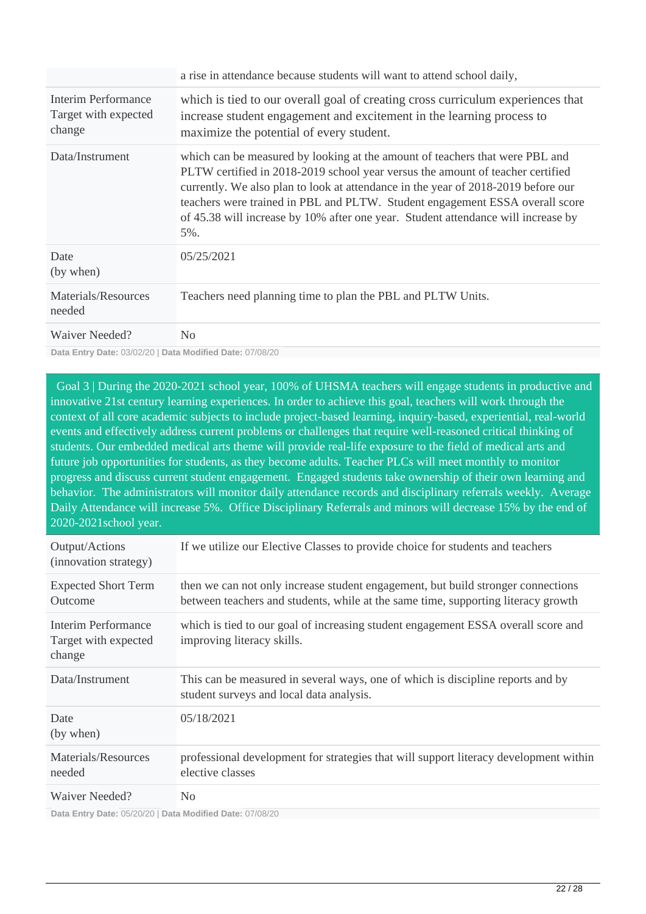| | |
|---|---|
| | a rise in attendance because students will want to attend school daily, |
| Interim Performance Target with expected change | which is tied to our overall goal of creating cross curriculum experiences that increase student engagement and excitement in the learning process to maximize the potential of every student. |
| Data/Instrument | which can be measured by looking at the amount of teachers that were PBL and PLTW certified in 2018-2019 school year versus the amount of teacher certified currently. We also plan to look at attendance in the year of 2018-2019 before our teachers were trained in PBL and PLTW. Student engagement ESSA overall score of 45.38 will increase by 10% after one year. Student attendance will increase by 5%. |
| Date (by when) | 05/25/2021 |
| Materials/Resources needed | Teachers need planning time to plan the PBL and PLTW Units. |
| Waiver Needed? | No |

**Data Entry Date:** 03/02/20 | **Data Modified Date:** 07/08/20

Goal 3 | During the 2020-2021 school year, 100% of UHSMA teachers will engage students in productive and innovative 21st century learning experiences. In order to achieve this goal, teachers will work through the context of all core academic subjects to include project-based learning, inquiry-based, experiential, real-world events and effectively address current problems or challenges that require well-reasoned critical thinking of students. Our embedded medical arts theme will provide real-life exposure to the field of medical arts and future job opportunities for students, as they become adults. Teacher PLCs will meet monthly to monitor progress and discuss current student engagement. Engaged students take ownership of their own learning and behavior. The administrators will monitor daily attendance records and disciplinary referrals weekly. Average Daily Attendance will increase 5%. Office Disciplinary Referrals and minors will decrease 15% by the end of 2020-2021school year.

| | |
|---|---|
| Output/Actions (innovation strategy) | If we utilize our Elective Classes to provide choice for students and teachers |
| Expected Short Term Outcome | then we can not only increase student engagement, but build stronger connections between teachers and students, while at the same time, supporting literacy growth |
| Interim Performance Target with expected change | which is tied to our goal of increasing student engagement ESSA overall score and improving literacy skills. |
| Data/Instrument | This can be measured in several ways, one of which is discipline reports and by student surveys and local data analysis. |
| Date (by when) | 05/18/2021 |
| Materials/Resources needed | professional development for strategies that will support literacy development within elective classes |
| Waiver Needed? | No |

**Data Entry Date:** 05/20/20 | **Data Modified Date:** 07/08/20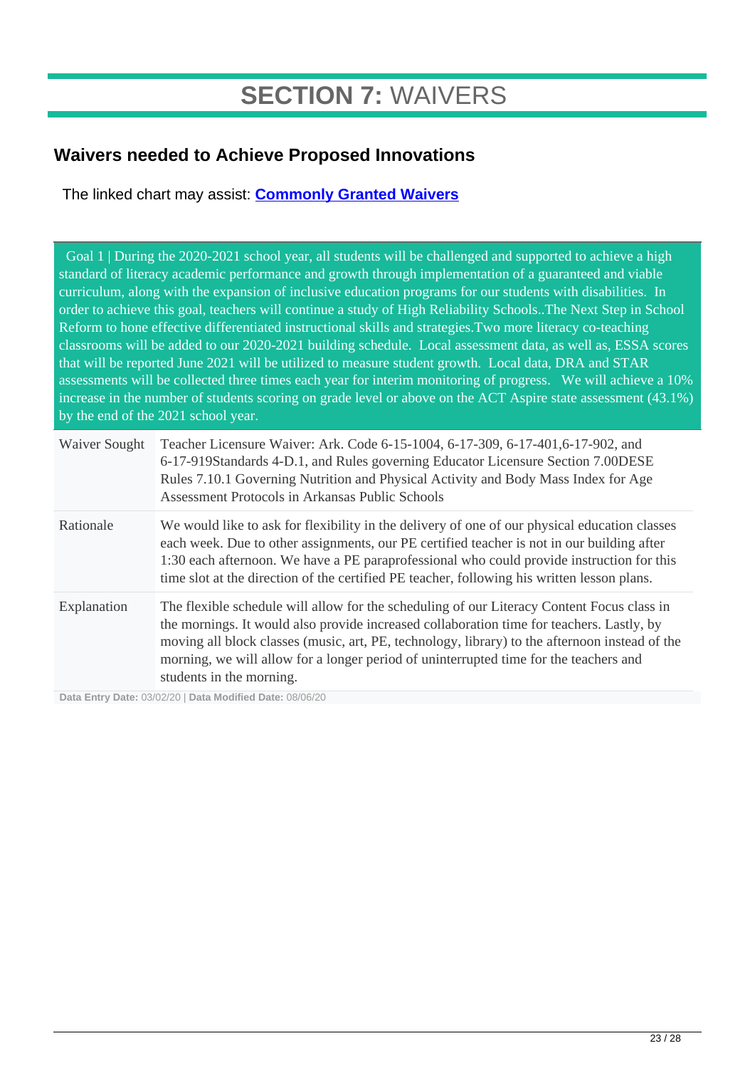# **SECTION 7:** WAIVERS

## Waivers needed to Achieve Proposed Innovations

The linked chart may assist: **[Commonly Granted Waivers]**

| Goal 1 \| During the 2020-2021 school year, all students will be challenged and supported to achieve a high standard of literacy academic performance and growth through implementation of a guaranteed and viable curriculum, along with the expansion of inclusive education programs for our students with disabilities. In order to achieve this goal, teachers will continue a study of High Reliability Schools..The Next Step in School Reform to hone effective differentiated instructional skills and strategies.Two more literacy co-teaching classrooms will be added to our 2020-2021 building schedule. Local assessment data, as well as, ESSA scores that will be reported June 2021 will be utilized to measure student growth. Local data, DRA and STAR assessments will be collected three times each year for interim monitoring of progress. We will achieve a 10% increase in the number of students scoring on grade level or above on the ACT Aspire state assessment (43.1%) by the end of the 2021 school year. | |
|---|---|
| Waiver Sought | Teacher Licensure Waiver: Ark. Code 6-15-1004, 6-17-309, 6-17-401,6-17-902, and 6-17-919Standards 4-D.1, and Rules governing Educator Licensure Section 7.00DESE Rules 7.10.1 Governing Nutrition and Physical Activity and Body Mass Index for Age Assessment Protocols in Arkansas Public Schools |
| Rationale | We would like to ask for flexibility in the delivery of one of our physical education classes each week. Due to other assignments, our PE certified teacher is not in our building after 1:30 each afternoon. We have a PE paraprofessional who could provide instruction for this time slot at the direction of the certified PE teacher, following his written lesson plans. |
| Explanation | The flexible schedule will allow for the scheduling of our Literacy Content Focus class in the mornings. It would also provide increased collaboration time for teachers. Lastly, by moving all block classes (music, art, PE, technology, library) to the afternoon instead of the morning, we will allow for a longer period of uninterrupted time for the teachers and students in the morning. |

**Data Entry Date:** 03/02/20 | **Data Modified Date:** 08/06/20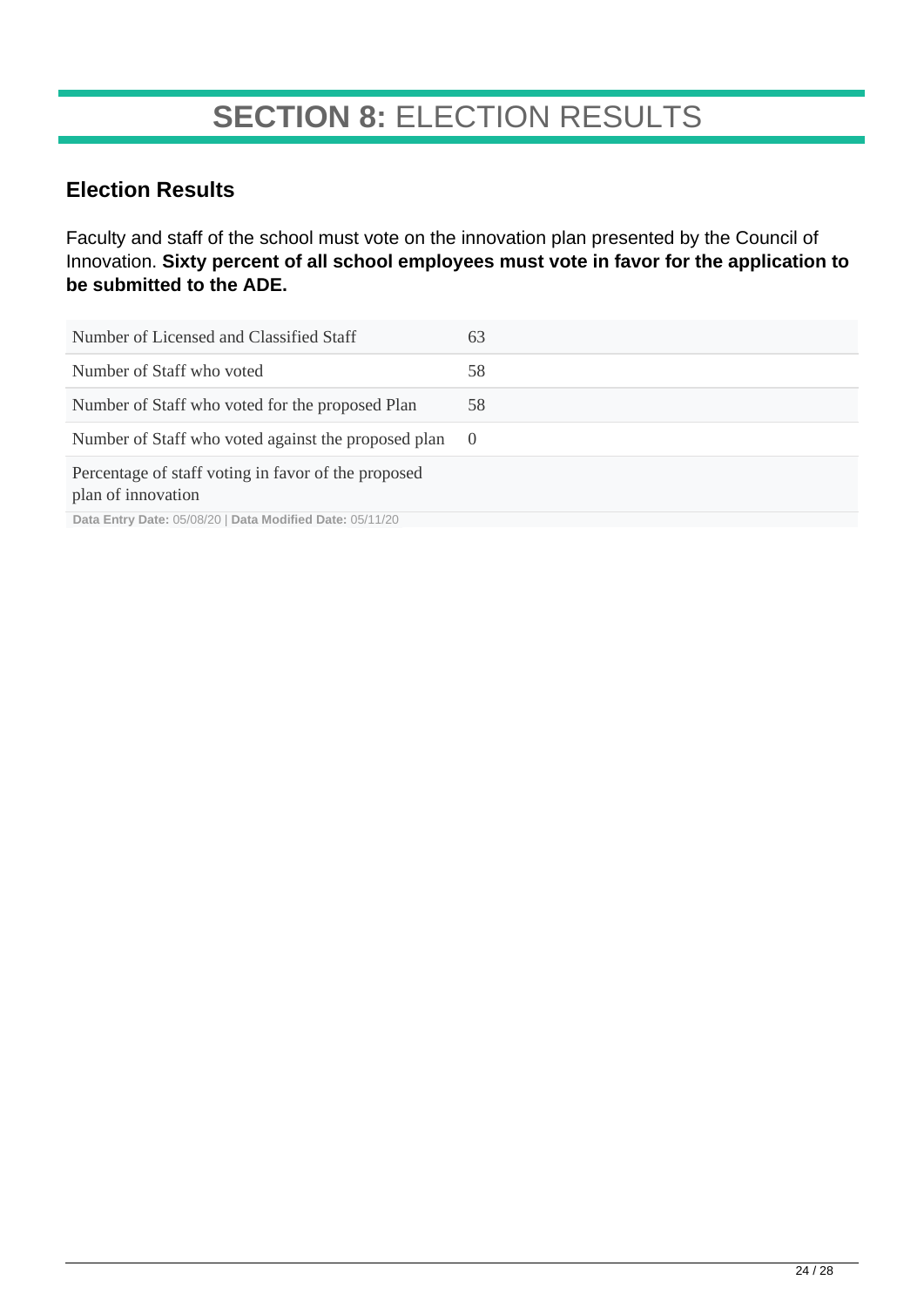# **SECTION 8:** ELECTION RESULTS

## Election Results

Faculty and staff of the school must vote on the innovation plan presented by the Council of Innovation. **Sixty percent of all school employees must vote in favor for the application to be submitted to the ADE.**

| | |
|---|---|
| Number of Licensed and Classified Staff | 63 |
| Number of Staff who voted | 58 |
| Number of Staff who voted for the proposed Plan | 58 |
| Number of Staff who voted against the proposed plan | 0 |
| Percentage of staff voting in favor of the proposed plan of innovation | |

**Data Entry Date:** 05/08/20 | **Data Modified Date:** 05/11/20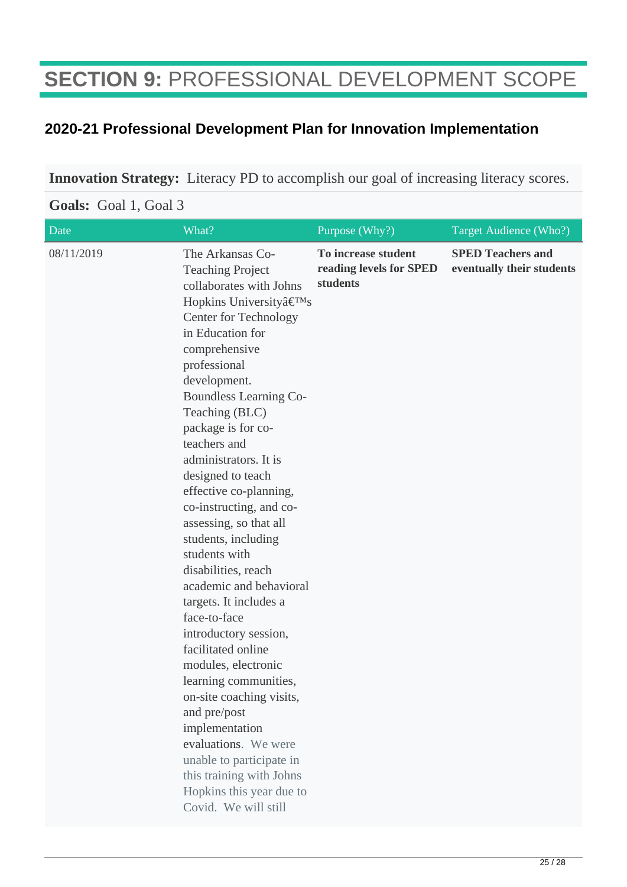# SECTION 9: PROFESSIONAL DEVELOPMENT SCOPE

## 2020-21 Professional Development Plan for Innovation Implementation

**Innovation Strategy:** Literacy PD to accomplish our goal of increasing literacy scores.

**Goals:** Goal 1, Goal 3

| Date | What? | Purpose (Why?) | Target Audience (Who?) |
|---|---|---|---|
| 08/11/2019 | The Arkansas Co-Teaching Project collaborates with Johns Hopkins Universityâ€™s Center for Technology in Education for comprehensive professional development. Boundless Learning Co-Teaching (BLC) package is for co-teachers and administrators. It is designed to teach effective co-planning, co-instructing, and co-assessing, so that all students, including students with disabilities, reach academic and behavioral targets. It includes a face-to-face introductory session, facilitated online modules, electronic learning communities, on-site coaching visits, and pre/post implementation evaluations. We were unable to participate in this training with Johns Hopkins this year due to Covid. We will still | **To increase student reading levels for SPED students** | **SPED Teachers and eventually their students** |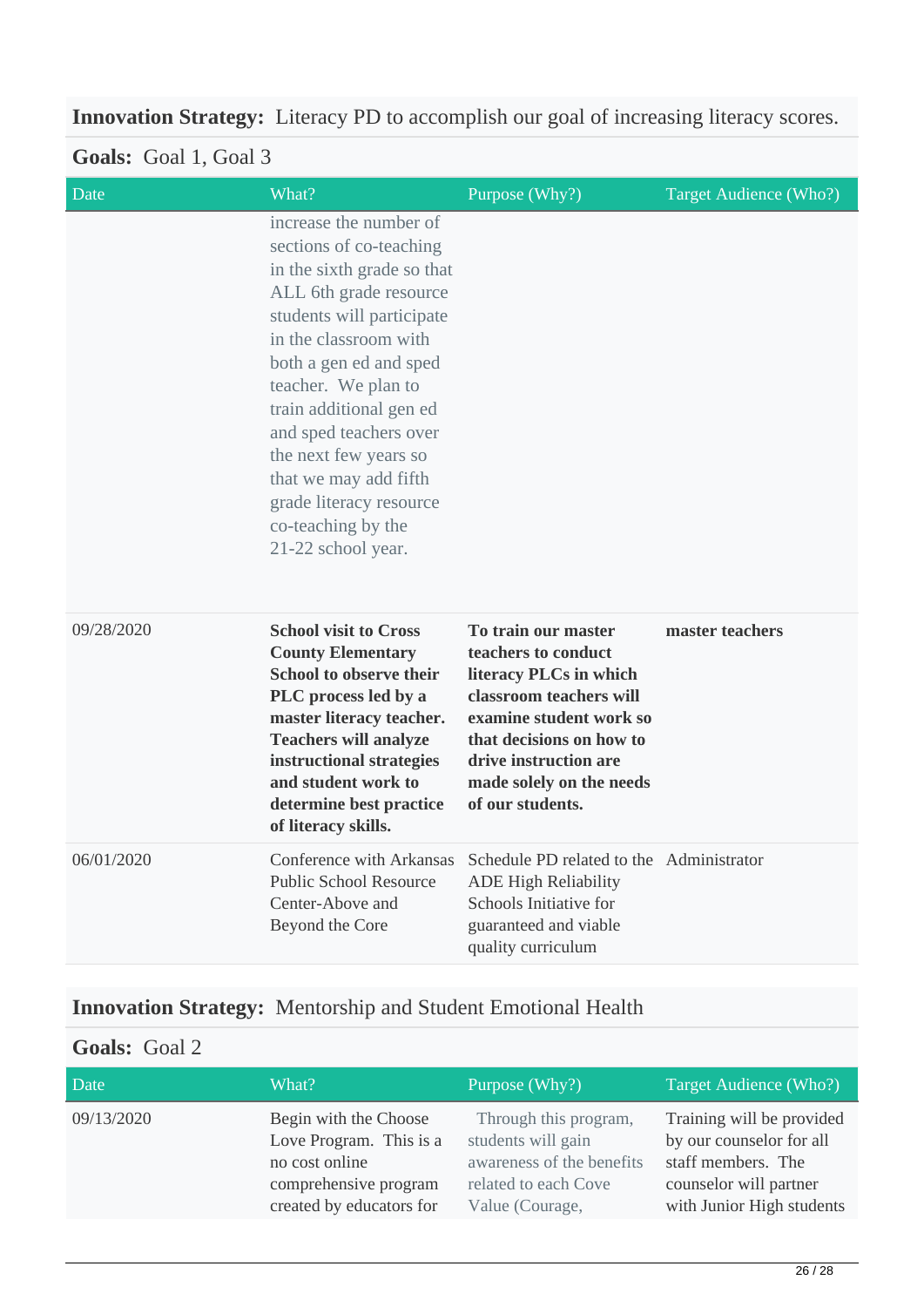**Innovation Strategy:** Literacy PD to accomplish our goal of increasing literacy scores.

**Goals:** Goal 1, Goal 3

| Date | What? | Purpose (Why?) | Target Audience (Who?) |
|---|---|---|---|
| | increase the number of sections of co-teaching in the sixth grade so that ALL 6th grade resource students will participate in the classroom with both a gen ed and sped teacher. We plan to train additional gen ed and sped teachers over the next few years so that we may add fifth grade literacy resource co-teaching by the 21-22 school year. | | |
| 09/28/2020 | **School visit to Cross County Elementary School to observe their PLC process led by a master literacy teacher. Teachers will analyze instructional strategies and student work to determine best practice of literacy skills.** | **To train our master teachers to conduct literacy PLCs in which classroom teachers will examine student work so that decisions on how to drive instruction are made solely on the needs of our students.** | **master teachers** |
| 06/01/2020 | Conference with Arkansas Public School Resource Center-Above and Beyond the Core | Schedule PD related to the ADE High Reliability Schools Initiative for guaranteed and viable quality curriculum | Administrator |

**Innovation Strategy:** Mentorship and Student Emotional Health

**Goals:** Goal 2

| Date | What? | Purpose (Why?) | Target Audience (Who?) |
|---|---|---|---|
| 09/13/2020 | Begin with the Choose Love Program. This is a no cost online comprehensive program created by educators for | Through this program, students will gain awareness of the benefits related to each Cove Value (Courage, | Training will be provided by our counselor for all staff members. The counselor will partner with Junior High students |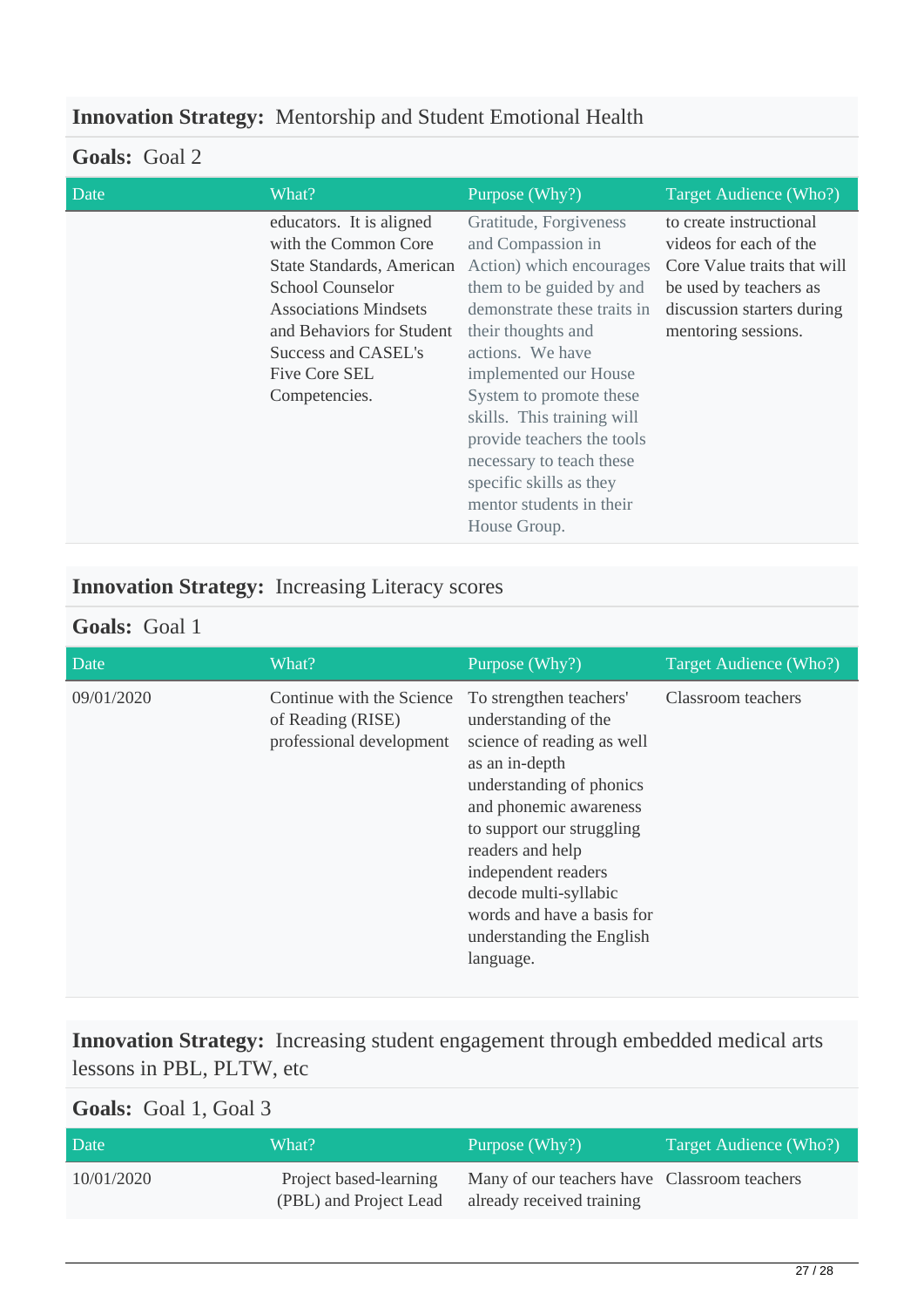**Innovation Strategy:** Mentorship and Student Emotional Health

**Goals:** Goal 2

| Date | What? | Purpose (Why?) | Target Audience (Who?) |
|---|---|---|---|
| | educators. It is aligned with the Common Core State Standards, American School Counselor Associations Mindsets and Behaviors for Student Success and CASEL's Five Core SEL Competencies. | Gratitude, Forgiveness and Compassion in Action) which encourages them to be guided by and demonstrate these traits in their thoughts and actions. We have implemented our House System to promote these skills. This training will provide teachers the tools necessary to teach these specific skills as they mentor students in their House Group. | to create instructional videos for each of the Core Value traits that will be used by teachers as discussion starters during mentoring sessions. |

**Innovation Strategy:** Increasing Literacy scores

**Goals:** Goal 1

| Date | What? | Purpose (Why?) | Target Audience (Who?) |
|---|---|---|---|
| 09/01/2020 | Continue with the Science of Reading (RISE) professional development | To strengthen teachers' understanding of the science of reading as well as an in-depth understanding of phonics and phonemic awareness to support our struggling readers and help independent readers decode multi-syllabic words and have a basis for understanding the English language. | Classroom teachers |

**Innovation Strategy:** Increasing student engagement through embedded medical arts lessons in PBL, PLTW, etc

**Goals:** Goal 1, Goal 3

| Date | What? | Purpose (Why?) | Target Audience (Who?) |
|---|---|---|---|
| 10/01/2020 | Project based-learning (PBL) and Project Lead | Many of our teachers have already received training | Classroom teachers |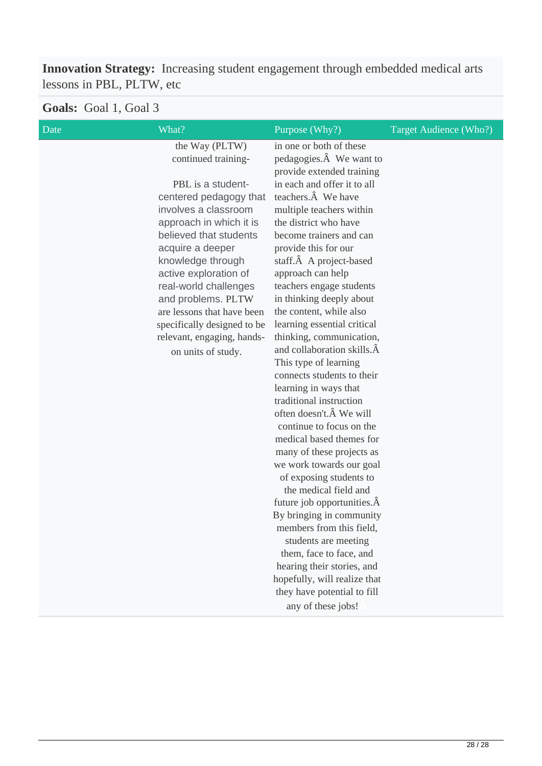**Innovation Strategy:** Increasing student engagement through embedded medical arts lessons in PBL, PLTW, etc

**Goals:** Goal 1, Goal 3

| Date | What? | Purpose (Why?) | Target Audience (Who?) |
|---|---|---|---|
| | the Way (PLTW) continued training- PBL is a student-centered pedagogy that involves a classroom approach in which it is believed that students acquire a deeper knowledge through active exploration of real-world challenges and problems. PLTW are lessons that have been specifically designed to be relevant, engaging, hands-on units of study. | in one or both of these pedagogies.Â  We want to provide extended training in each and offer it to all teachers.Â  We have multiple teachers within the district who have become trainers and can provide this for our staff.Â  A project-based approach can help teachers engage students in thinking deeply about the content, while also learning essential critical thinking, communication, and collaboration skills.Â This type of learning connects students to their learning in ways that traditional instruction often doesn't.Â We will continue to focus on the medical based themes for many of these projects as we work towards our goal of exposing students to the medical field and future job opportunities.Â By bringing in community members from this field, students are meeting them, face to face, and hearing their stories, and hopefully, will realize that they have potential to fill any of these jobs!Â | |